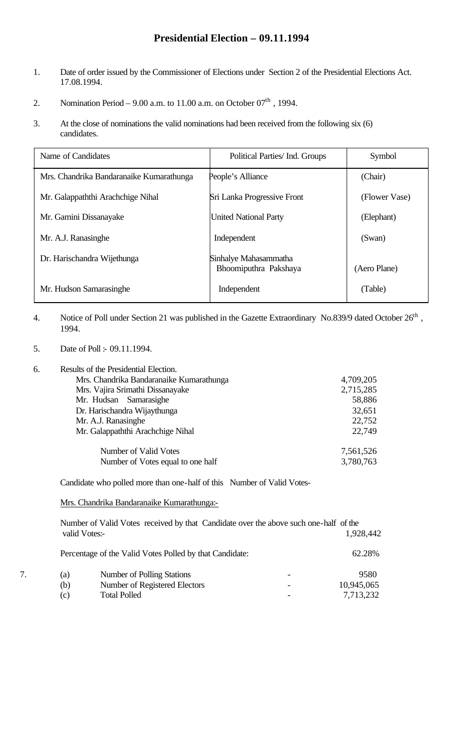# Presidential Election – 09.11.1994

1. Date of order issued by the Commissioner of Elections under Section 2 of the Presidential Elections Act. 17.08.1994.

2. Nomination Period – 9.00 a.m. to 11.00 a.m. on October 07th , 1994.

3. At the close of nominations the valid nominations had been received from the following six (6) candidates.

| Name of Candidates | Political Parties/ Ind. Groups | Symbol |
|---|---|---|
| Mrs. Chandrika Bandaranaike Kumarathunga | People's Alliance | (Chair) |
| Mr. Galappaththi Arachchige Nihal | Sri Lanka Progressive Front | (Flower Vase) |
| Mr. Gamini Dissanayake | United National Party | (Elephant) |
| Mr. A.J. Ranasinghe | Independent | (Swan) |
| Dr. Harischandra Wijethunga | Sinhalye Mahasammatha Bhoomiputhra Pakshaya | (Aero Plane) |
| Mr. Hudson Samarasinghe | Independent | (Table) |

4. Notice of Poll under Section 21 was published in the Gazette Extraordinary No.839/9 dated October 26th , 1994.

5. Date of Poll :- 09.11.1994.

6. Results of the Presidential Election.

| | |
|---|---|
| Mrs. Chandrika Bandaranaike Kumarathunga | 4,709,205 |
| Mrs. Vajira Srimathi Dissanayake | 2,715,285 |
| Mr. Hudsan Samarasighe | 58,886 |
| Dr. Harischandra Wijaythunga | 32,651 |
| Mr. A.J. Ranasinghe | 22,752 |
| Mr. Galappaththi Arachchige Nihal | 22,749 |
| Number of Valid Votes | 7,561,526 |
| Number of Votes equal to one half | 3,780,763 |

Candidate who polled more than one-half of this Number of Valid Votes-

Mrs. Chandrika Bandaranaike Kumarathunga:-

Number of Valid Votes received by that Candidate over the above such one-half of the valid Votes:- 1,928,442

Percentage of the Valid Votes Polled by that Candidate: 62.28%

7.
(a) Number of Polling Stations - 9580
(b) Number of Registered Electors - 10,945,065
(c) Total Polled - 7,713,232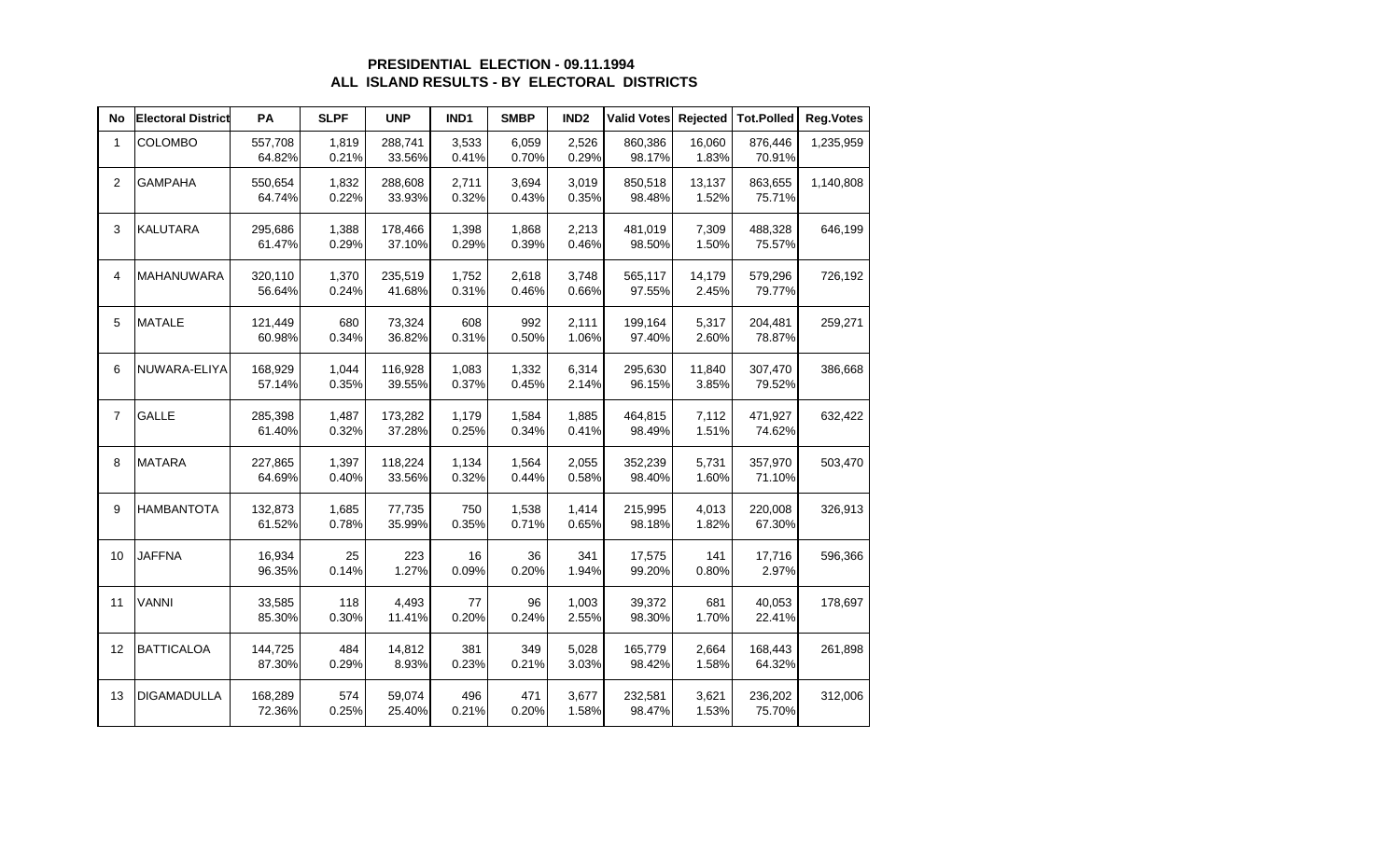# PRESIDENTIAL ELECTION - 09.11.1994

## ALL ISLAND RESULTS - BY ELECTORAL DISTRICTS

| No | Electoral District | PA | SLPF | UNP | IND1 | SMBP | IND2 | Valid Votes | Rejected | Tot.Polled | Reg.Votes |
|---|---|---|---|---|---|---|---|---|---|---|---|
| 1 | COLOMBO | 557,708<br>64.82% | 1,819<br>0.21% | 288,741<br>33.56% | 3,533<br>0.41% | 6,059<br>0.70% | 2,526<br>0.29% | 860,386<br>98.17% | 16,060<br>1.83% | 876,446<br>70.91% | 1,235,959 |
| 2 | GAMPAHA | 550,654<br>64.74% | 1,832<br>0.22% | 288,608<br>33.93% | 2,711<br>0.32% | 3,694<br>0.43% | 3,019<br>0.35% | 850,518<br>98.48% | 13,137<br>1.52% | 863,655<br>75.71% | 1,140,808 |
| 3 | KALUTARA | 295,686<br>61.47% | 1,388<br>0.29% | 178,466<br>37.10% | 1,398<br>0.29% | 1,868<br>0.39% | 2,213<br>0.46% | 481,019<br>98.50% | 7,309<br>1.50% | 488,328<br>75.57% | 646,199 |
| 4 | MAHANUWARA | 320,110<br>56.64% | 1,370<br>0.24% | 235,519<br>41.68% | 1,752<br>0.31% | 2,618<br>0.46% | 3,748<br>0.66% | 565,117<br>97.55% | 14,179<br>2.45% | 579,296<br>79.77% | 726,192 |
| 5 | MATALE | 121,449<br>60.98% | 680<br>0.34% | 73,324<br>36.82% | 608<br>0.31% | 992<br>0.50% | 2,111<br>1.06% | 199,164<br>97.40% | 5,317<br>2.60% | 204,481<br>78.87% | 259,271 |
| 6 | NUWARA-ELIYA | 168,929<br>57.14% | 1,044<br>0.35% | 116,928<br>39.55% | 1,083<br>0.37% | 1,332<br>0.45% | 6,314<br>2.14% | 295,630<br>96.15% | 11,840<br>3.85% | 307,470<br>79.52% | 386,668 |
| 7 | GALLE | 285,398<br>61.40% | 1,487<br>0.32% | 173,282<br>37.28% | 1,179<br>0.25% | 1,584<br>0.34% | 1,885<br>0.41% | 464,815<br>98.49% | 7,112<br>1.51% | 471,927<br>74.62% | 632,422 |
| 8 | MATARA | 227,865<br>64.69% | 1,397<br>0.40% | 118,224<br>33.56% | 1,134<br>0.32% | 1,564<br>0.44% | 2,055<br>0.58% | 352,239<br>98.40% | 5,731<br>1.60% | 357,970<br>71.10% | 503,470 |
| 9 | HAMBANTOTA | 132,873<br>61.52% | 1,685<br>0.78% | 77,735<br>35.99% | 750<br>0.35% | 1,538<br>0.71% | 1,414<br>0.65% | 215,995<br>98.18% | 4,013<br>1.82% | 220,008<br>67.30% | 326,913 |
| 10 | JAFFNA | 16,934<br>96.35% | 25<br>0.14% | 223<br>1.27% | 16<br>0.09% | 36<br>0.20% | 341<br>1.94% | 17,575<br>99.20% | 141<br>0.80% | 17,716<br>2.97% | 596,366 |
| 11 | VANNI | 33,585<br>85.30% | 118<br>0.30% | 4,493<br>11.41% | 77<br>0.20% | 96<br>0.24% | 1,003<br>2.55% | 39,372<br>98.30% | 681<br>1.70% | 40,053<br>22.41% | 178,697 |
| 12 | BATTICALOA | 144,725<br>87.30% | 484<br>0.29% | 14,812<br>8.93% | 381<br>0.23% | 349<br>0.21% | 5,028<br>3.03% | 165,779<br>98.42% | 2,664<br>1.58% | 168,443<br>64.32% | 261,898 |
| 13 | DIGAMADULLA | 168,289<br>72.36% | 574<br>0.25% | 59,074<br>25.40% | 496<br>0.21% | 471<br>0.20% | 3,677<br>1.58% | 232,581<br>98.47% | 3,621<br>1.53% | 236,202<br>75.70% | 312,006 |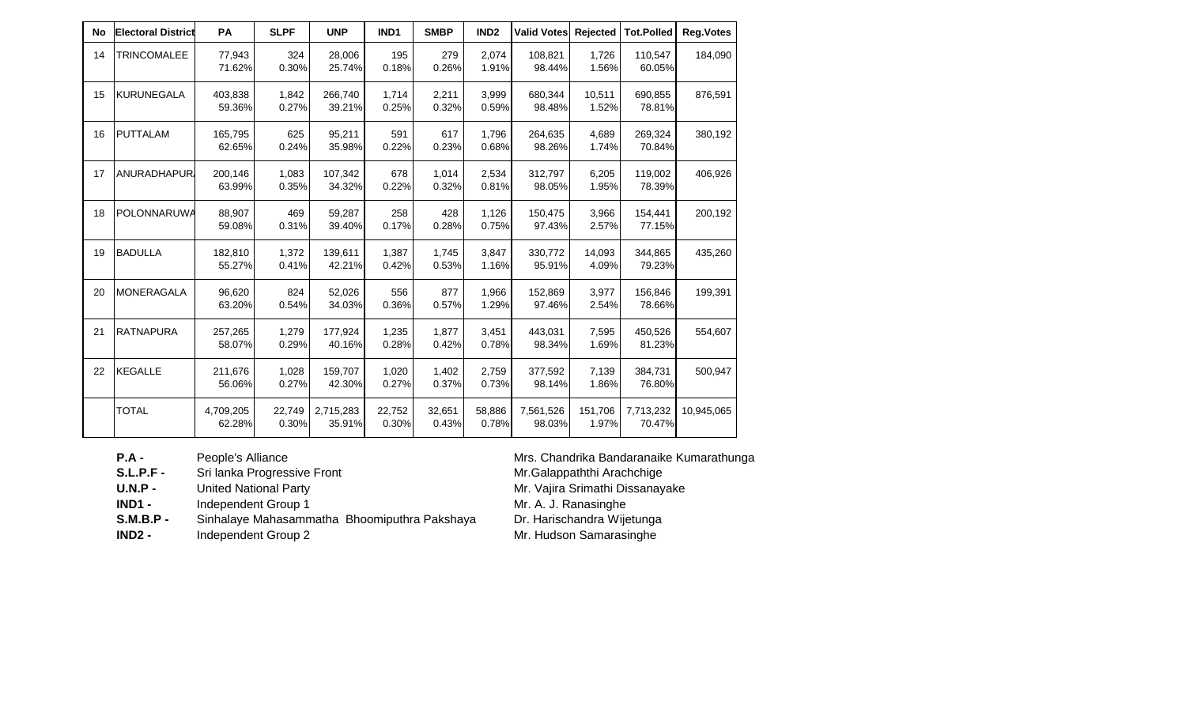| No | Electoral District | PA | SLPF | UNP | IND1 | SMBP | IND2 | Valid Votes | Rejected | Tot.Polled | Reg.Votes |
|---|---|---|---|---|---|---|---|---|---|---|---|
| 14 | TRINCOMALEE | 77,943<br>71.62% | 324<br>0.30% | 28,006<br>25.74% | 195<br>0.18% | 279<br>0.26% | 2,074<br>1.91% | 108,821<br>98.44% | 1,726<br>1.56% | 110,547<br>60.05% | 184,090 |
| 15 | KURUNEGALA | 403,838<br>59.36% | 1,842<br>0.27% | 266,740<br>39.21% | 1,714<br>0.25% | 2,211<br>0.32% | 3,999<br>0.59% | 680,344<br>98.48% | 10,511<br>1.52% | 690,855<br>78.81% | 876,591 |
| 16 | PUTTALAM | 165,795<br>62.65% | 625<br>0.24% | 95,211<br>35.98% | 591<br>0.22% | 617<br>0.23% | 1,796<br>0.68% | 264,635<br>98.26% | 4,689<br>1.74% | 269,324<br>70.84% | 380,192 |
| 17 | ANURADHAPUR/ | 200,146<br>63.99% | 1,083<br>0.35% | 107,342<br>34.32% | 678<br>0.22% | 1,014<br>0.32% | 2,534<br>0.81% | 312,797<br>98.05% | 6,205<br>1.95% | 119,002<br>78.39% | 406,926 |
| 18 | POLONNARUWA | 88,907<br>59.08% | 469<br>0.31% | 59,287<br>39.40% | 258<br>0.17% | 428<br>0.28% | 1,126<br>0.75% | 150,475<br>97.43% | 3,966<br>2.57% | 154,441<br>77.15% | 200,192 |
| 19 | BADULLA | 182,810<br>55.27% | 1,372<br>0.41% | 139,611<br>42.21% | 1,387<br>0.42% | 1,745<br>0.53% | 3,847<br>1.16% | 330,772<br>95.91% | 14,093<br>4.09% | 344,865<br>79.23% | 435,260 |
| 20 | MONERAGALA | 96,620<br>63.20% | 824<br>0.54% | 52,026<br>34.03% | 556<br>0.36% | 877<br>0.57% | 1,966<br>1.29% | 152,869<br>97.46% | 3,977<br>2.54% | 156,846<br>78.66% | 199,391 |
| 21 | RATNAPURA | 257,265<br>58.07% | 1,279<br>0.29% | 177,924<br>40.16% | 1,235<br>0.28% | 1,877<br>0.42% | 3,451<br>0.78% | 443,031<br>98.34% | 7,595<br>1.69% | 450,526<br>81.23% | 554,607 |
| 22 | KEGALLE | 211,676<br>56.06% | 1,028<br>0.27% | 159,707<br>42.30% | 1,020<br>0.27% | 1,402<br>0.37% | 2,759<br>0.73% | 377,592<br>98.14% | 7,139<br>1.86% | 384,731<br>76.80% | 500,947 |
| | TOTAL | 4,709,205<br>62.28% | 22,749<br>0.30% | 2,715,283<br>35.91% | 22,752<br>0.30% | 32,651<br>0.43% | 58,886<br>0.78% | 7,561,526<br>98.03% | 151,706<br>1.97% | 7,713,232<br>70.47% | 10,945,065 |

| | | |
|---|---|---|
| **P.A -** | People's Alliance | Mrs. Chandrika Bandaranaike Kumarathunga |
| **S.L.P.F -** | Sri lanka Progressive Front | Mr.Galappaththi Arachchige |
| **U.N.P -** | United National Party | Mr. Vajira Srimathi Dissanayake |
| **IND1 -** | Independent Group 1 | Mr. A. J. Ranasinghe |
| **S.M.B.P -** | Sinhalaye Mahasammatha Bhoomiputhra Pakshaya | Dr. Harischandra Wijetunga |
| **IND2 -** | Independent Group 2 | Mr. Hudson Samarasinghe |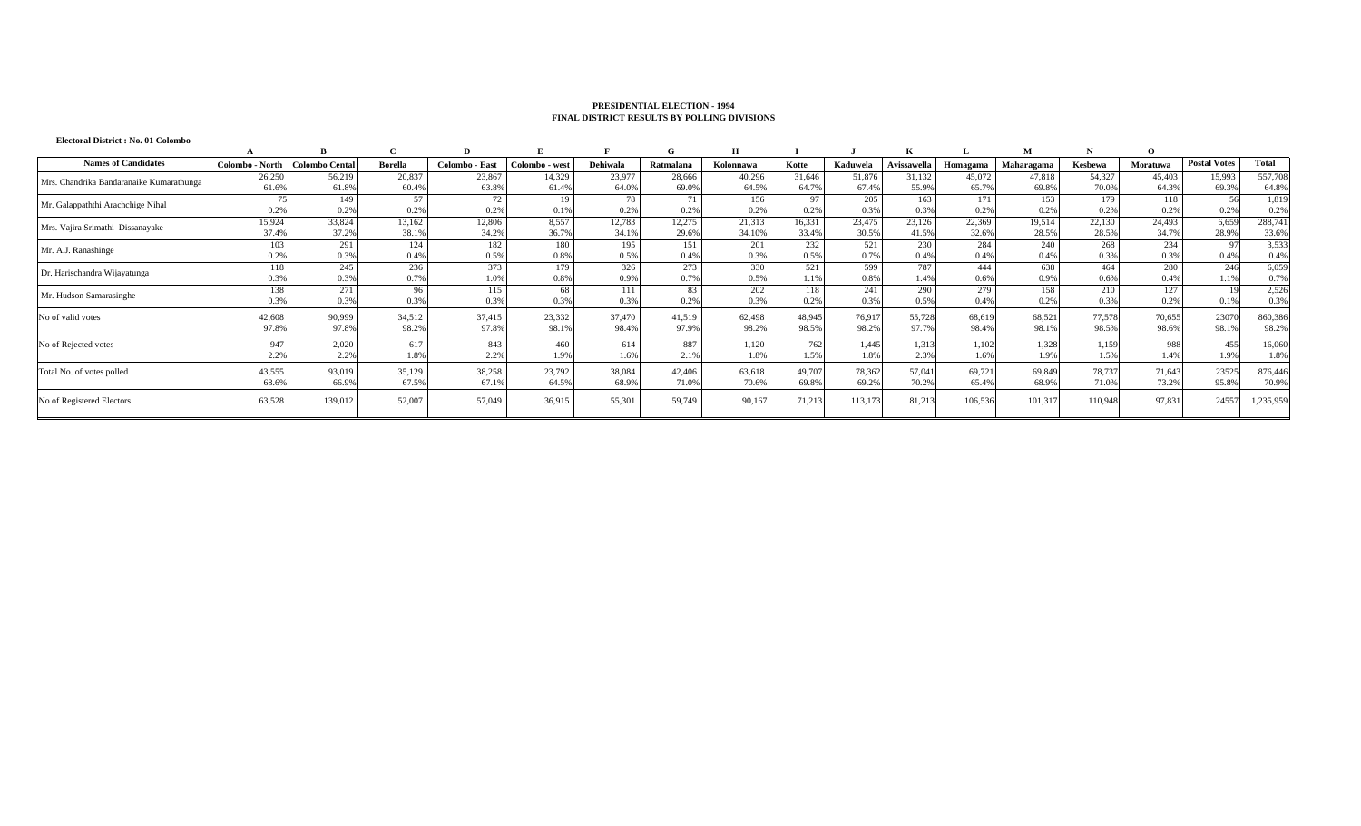**PRESIDENTIAL ELECTION - 1994**
**FINAL DISTRICT RESULTS BY POLLING DIVISIONS**

**Electoral District : No. 01 Colombo**

| | A | B | C | D | E | F | G | H | I | J | K | L | M | N | O | | |
|---|---|---|---|---|---|---|---|---|---|---|---|---|---|---|---|---|---|
| **Names of Candidates** | **Colombo - North** | **Colombo Cental** | **Borella** | **Colombo - East** | **Colombo - west** | **Dehiwala** | **Ratmalana** | **Kolonnawa** | **Kotte** | **Kaduwela** | **Avissawella** | **Homagama** | **Maharagama** | **Kesbewa** | **Moratuwa** | **Postal Votes** | **Total** |
| Mrs. Chandrika Bandaranaike Kumarathunga | 26,250 | 56,219 | 20,837 | 23,867 | 14,329 | 23,977 | 28,666 | 40,296 | 31,646 | 51,876 | 31,132 | 45,072 | 47,818 | 54,327 | 45,403 | 15,993 | 557,708 |
| | 61.6% | 61.8% | 60.4% | 63.8% | 61.4% | 64.0% | 69.0% | 64.5% | 64.7% | 67.4% | 55.9% | 65.7% | 69.8% | 70.0% | 64.3% | 69.3% | 64.8% |
| Mr. Galappaththi Arachchige Nihal | 75 | 149 | 57 | 72 | 19 | 78 | 71 | 156 | 97 | 205 | 163 | 171 | 153 | 179 | 118 | 56 | 1,819 |
| | 0.2% | 0.2% | 0.2% | 0.2% | 0.1% | 0.2% | 0.2% | 0.2% | 0.2% | 0.3% | 0.3% | 0.2% | 0.2% | 0.2% | 0.2% | 0.2% | 0.2% |
| Mrs. Vajira Srimathi Dissanayake | 15,924 | 33,824 | 13,162 | 12,806 | 8,557 | 12,783 | 12,275 | 21,313 | 16,331 | 23,475 | 23,126 | 22,369 | 19,514 | 22,130 | 24,493 | 6,659 | 288,741 |
| | 37.4% | 37.2% | 38.1% | 34.2% | 36.7% | 34.1% | 29.6% | 34.10% | 33.4% | 30.5% | 41.5% | 32.6% | 28.5% | 28.5% | 34.7% | 28.9% | 33.6% |
| Mr. A.J. Ranashinge | 103 | 291 | 124 | 182 | 180 | 195 | 151 | 201 | 232 | 521 | 230 | 284 | 240 | 268 | 234 | 97 | 3,533 |
| | 0.2% | 0.3% | 0.4% | 0.5% | 0.8% | 0.5% | 0.4% | 0.3% | 0.5% | 0.7% | 0.4% | 0.4% | 0.4% | 0.3% | 0.3% | 0.4% | 0.4% |
| Dr. Harischandra Wijayatunga | 118 | 245 | 236 | 373 | 179 | 326 | 273 | 330 | 521 | 599 | 787 | 444 | 638 | 464 | 280 | 246 | 6,059 |
| | 0.3% | 0.3% | 0.7% | 1.0% | 0.8% | 0.9% | 0.7% | 0.5% | 1.1% | 0.8% | 1.4% | 0.6% | 0.9% | 0.6% | 0.4% | 1.1% | 0.7% |
| Mr. Hudson Samarasinghe | 138 | 271 | 96 | 115 | 68 | 111 | 83 | 202 | 118 | 241 | 290 | 279 | 158 | 210 | 127 | 19 | 2,526 |
| | 0.3% | 0.3% | 0.3% | 0.3% | 0.3% | 0.3% | 0.2% | 0.3% | 0.2% | 0.3% | 0.5% | 0.4% | 0.2% | 0.3% | 0.2% | 0.1% | 0.3% |
| No of valid votes | 42,608 | 90,999 | 34,512 | 37,415 | 23,332 | 37,470 | 41,519 | 62,498 | 48,945 | 76,917 | 55,728 | 68,619 | 68,521 | 77,578 | 70,655 | 23070 | 860,386 |
| | 97.8% | 97.8% | 98.2% | 97.8% | 98.1% | 98.4% | 97.9% | 98.2% | 98.5% | 98.2% | 97.7% | 98.4% | 98.1% | 98.5% | 98.6% | 98.1% | 98.2% |
| No of Rejected votes | 947 | 2,020 | 617 | 843 | 460 | 614 | 887 | 1,120 | 762 | 1,445 | 1,313 | 1,102 | 1,328 | 1,159 | 988 | 455 | 16,060 |
| | 2.2% | 2.2% | 1.8% | 2.2% | 1.9% | 1.6% | 2.1% | 1.8% | 1.5% | 1.8% | 2.3% | 1.6% | 1.9% | 1.5% | 1.4% | 1.9% | 1.8% |
| Total No. of votes polled | 43,555 | 93,019 | 35,129 | 38,258 | 23,792 | 38,084 | 42,406 | 63,618 | 49,707 | 78,362 | 57,041 | 69,721 | 69,849 | 78,737 | 71,643 | 23525 | 876,446 |
| | 68.6% | 66.9% | 67.5% | 67.1% | 64.5% | 68.9% | 71.0% | 70.6% | 69.8% | 69.2% | 70.2% | 65.4% | 68.9% | 71.0% | 73.2% | 95.8% | 70.9% |
| No of Registered Electors | 63,528 | 139,012 | 52,007 | 57,049 | 36,915 | 55,301 | 59,749 | 90,167 | 71,213 | 113,173 | 81,213 | 106,536 | 101,317 | 110,948 | 97,831 | 24557 | 1,235,959 |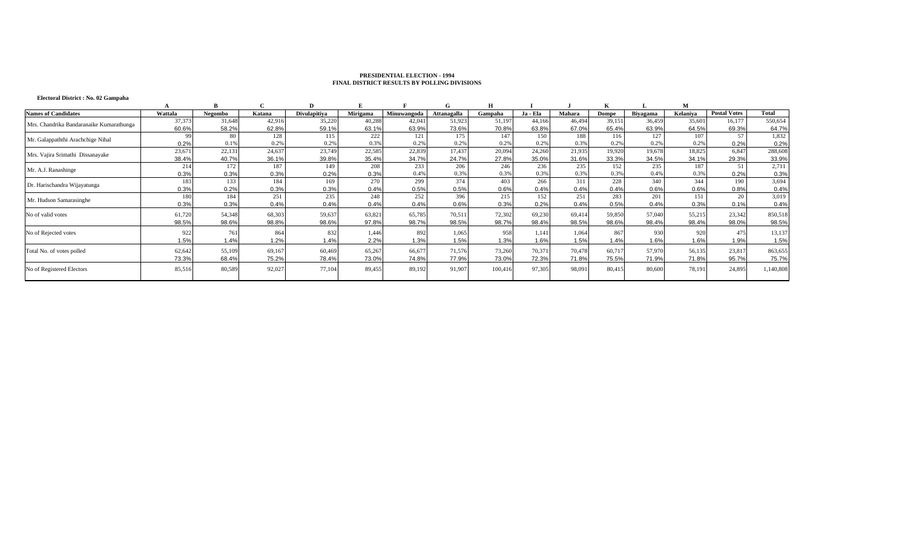**PRESIDENTIAL ELECTION - 1994**
**FINAL DISTRICT RESULTS BY POLLING DIVISIONS**

**Electoral District : No. 02 Gampaha**

| | A | B | C | D | E | F | G | H | I | J | K | L | M | | |
|---|---|---|---|---|---|---|---|---|---|---|---|---|---|---|---|
| **Names of Candidates** | **Wattala** | **Negombo** | **Katana** | **Divulapitiya** | **Mirigama** | **Minuwangoda** | **Attanagalla** | **Gampaha** | **Ja - Ela** | **Mahara** | **Dompe** | **Biyagama** | **Kelaniya** | **Postal Votes** | **Total** |
| Mrs. Chandrika Bandaranaike Kumarathunga | 37,373 | 31,648 | 42,916 | 35,220 | 40,288 | 42,041 | 51,923 | 51,197 | 44,166 | 46,494 | 39,151 | 36,459 | 35,601 | 16,177 | 550,654 |
| | 60.6% | 58.2% | 62.8% | 59.1% | 63.1% | 63.9% | 73.6% | 70.8% | 63.8% | 67.0% | 65.4% | 63.9% | 64.5% | 69.3% | 64.7% |
| Mr. Galappaththi Arachchige Nihal | 99 | 80 | 128 | 115 | 222 | 121 | 175 | 147 | 150 | 188 | 116 | 127 | 107 | 57 | 1,832 |
| | 0.2% | 0.1% | 0.2% | 0.2% | 0.3% | 0.2% | 0.2% | 0.2% | 0.2% | 0.3% | 0.2% | 0.2% | 0.2% | 0.2% | 0.2% |
| Mrs. Vajira Srimathi Dissanayake | 23,671 | 22,131 | 24,637 | 23,749 | 22,585 | 22,839 | 17,437 | 20,094 | 24,260 | 21,935 | 19,920 | 19,678 | 18,825 | 6,847 | 288,608 |
| | 38.4% | 40.7% | 36.1% | 39.8% | 35.4% | 34.7% | 24.7% | 27.8% | 35.0% | 31.6% | 33.3% | 34.5% | 34.1% | 29.3% | 33.9% |
| Mr. A.J. Ranashinge | 214 | 172 | 187 | 149 | 208 | 233 | 206 | 246 | 236 | 235 | 152 | 235 | 187 | 51 | 2,711 |
| | 0.3% | 0.3% | 0.3% | 0.2% | 0.3% | 0.4% | 0.3% | 0.3% | 0.3% | 0.3% | 0.3% | 0.4% | 0.3% | 0.2% | 0.3% |
| Dr. Harischandra Wijayatunga | 183 | 133 | 184 | 169 | 270 | 299 | 374 | 403 | 266 | 311 | 228 | 340 | 344 | 190 | 3,694 |
| | 0.3% | 0.2% | 0.3% | 0.3% | 0.4% | 0.5% | 0.5% | 0.6% | 0.4% | 0.4% | 0.4% | 0.6% | 0.6% | 0.8% | 0.4% |
| Mr. Hudson Samarasinghe | 180 | 184 | 251 | 235 | 248 | 252 | 396 | 215 | 152 | 251 | 283 | 201 | 151 | 20 | 3,019 |
| | 0.3% | 0.3% | 0.4% | 0.4% | 0.4% | 0.4% | 0.6% | 0.3% | 0.2% | 0.4% | 0.5% | 0.4% | 0.3% | 0.1% | 0.4% |
| No of valid votes | 61,720 | 54,348 | 68,303 | 59,637 | 63,821 | 65,785 | 70,511 | 72,302 | 69,230 | 69,414 | 59,850 | 57,040 | 55,215 | 23,342 | 850,518 |
| | 98.5% | 98.6% | 98.8% | 98.6% | 97.8% | 98.7% | 98.5% | 98.7% | 98.4% | 98.5% | 98.6% | 98.4% | 98.4% | 98.0% | 98.5% |
| No of Rejected votes | 922 | 761 | 864 | 832 | 1,446 | 892 | 1,065 | 958 | 1,141 | 1,064 | 867 | 930 | 920 | 475 | 13,137 |
| | 1.5% | 1.4% | 1.2% | 1.4% | 2.2% | 1.3% | 1.5% | 1.3% | 1.6% | 1.5% | 1.4% | 1.6% | 1.6% | 1.9% | 1.5% |
| Total No. of votes polled | 62,642 | 55,109 | 69,167 | 60,469 | 65,267 | 66,677 | 71,576 | 73,260 | 70,371 | 70,478 | 60,717 | 57,970 | 56,135 | 23,817 | 863,655 |
| | 73.3% | 68.4% | 75.2% | 78.4% | 73.0% | 74.8% | 77.9% | 73.0% | 72.3% | 71.8% | 75.5% | 71.9% | 71.8% | 95.7% | 75.7% |
| No of Registered Electors | 85,516 | 80,589 | 92,027 | 77,104 | 89,455 | 89,192 | 91,907 | 100,416 | 97,305 | 98,091 | 80,415 | 80,600 | 78,191 | 24,895 | 1,140,808 |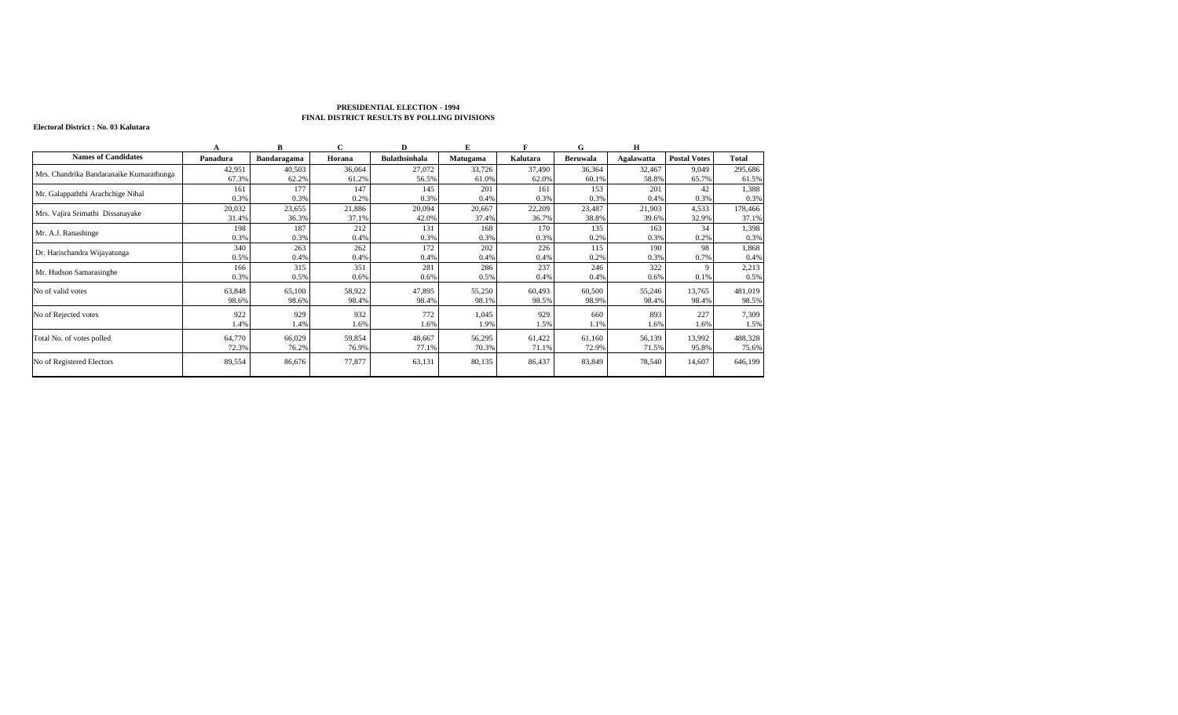**PRESIDENTIAL ELECTION - 1994**
**FINAL DISTRICT RESULTS BY POLLING DIVISIONS**

**Electoral District : No. 03 Kalutara**

| | A | B | C | D | E | F | G | H | | |
|---|---|---|---|---|---|---|---|---|---|---|
| **Names of Candidates** | **Panadura** | **Bandaragama** | **Horana** | **Bulathsinhala** | **Matugama** | **Kalutara** | **Beruwala** | **Agalawatta** | **Postal Votes** | **Total** |
| Mrs. Chandrika Bandaranaike Kumarathunga | 42,951 | 40,503 | 36,064 | 27,072 | 33,726 | 37,490 | 36,364 | 32,467 | 9,049 | 295,686 |
| | 67.3% | 62.2% | 61.2% | 56.5% | 61.0% | 62.0% | 60.1% | 58.8% | 65.7% | 61.5% |
| Mr. Galappaththi Arachchige Nihal | 161 | 177 | 147 | 145 | 201 | 161 | 153 | 201 | 42 | 1,388 |
| | 0.3% | 0.3% | 0.2% | 0.3% | 0.4% | 0.3% | 0.3% | 0.4% | 0.3% | 0.3% |
| Mrs. Vajira Srimathi Dissanayake | 20,032 | 23,655 | 21,886 | 20,094 | 20,667 | 22,209 | 23,487 | 21,903 | 4,533 | 178,466 |
| | 31.4% | 36.3% | 37.1% | 42.0% | 37.4% | 36.7% | 38.8% | 39.6% | 32.9% | 37.1% |
| Mr. A.J. Ranashinge | 198 | 187 | 212 | 131 | 168 | 170 | 135 | 163 | 34 | 1,398 |
| | 0.3% | 0.3% | 0.4% | 0.3% | 0.3% | 0.3% | 0.2% | 0.3% | 0.2% | 0.3% |
| Dr. Harischandra Wijayatunga | 340 | 263 | 262 | 172 | 202 | 226 | 115 | 190 | 98 | 1,868 |
| | 0.5% | 0.4% | 0.4% | 0.4% | 0.4% | 0.4% | 0.2% | 0.3% | 0.7% | 0.4% |
| Mr. Hudson Samarasinghe | 166 | 315 | 351 | 281 | 286 | 237 | 246 | 322 | 9 | 2,213 |
| | 0.3% | 0.5% | 0.6% | 0.6% | 0.5% | 0.4% | 0.4% | 0.6% | 0.1% | 0.5% |
| No of valid votes | 63,848 | 65,100 | 58,922 | 47,895 | 55,250 | 60,493 | 60,500 | 55,246 | 13,765 | 481,019 |
| | 98.6% | 98.6% | 98.4% | 98.4% | 98.1% | 98.5% | 98.9% | 98.4% | 98.4% | 98.5% |
| No of Rejected votes | 922 | 929 | 932 | 772 | 1,045 | 929 | 660 | 893 | 227 | 7,309 |
| | 1.4% | 1.4% | 1.6% | 1.6% | 1.9% | 1.5% | 1.1% | 1.6% | 1.6% | 1.5% |
| Total No. of votes polled | 64,770 | 66,029 | 59,854 | 48,667 | 56,295 | 61,422 | 61,160 | 56,139 | 13,992 | 488,328 |
| | 72.3% | 76.2% | 76.9% | 77.1% | 70.3% | 71.1% | 72.9% | 71.5% | 95.8% | 75.6% |
| No of Registered Electors | 89,554 | 86,676 | 77,877 | 63,131 | 80,135 | 86,437 | 83,849 | 78,540 | 14,607 | 646,199 |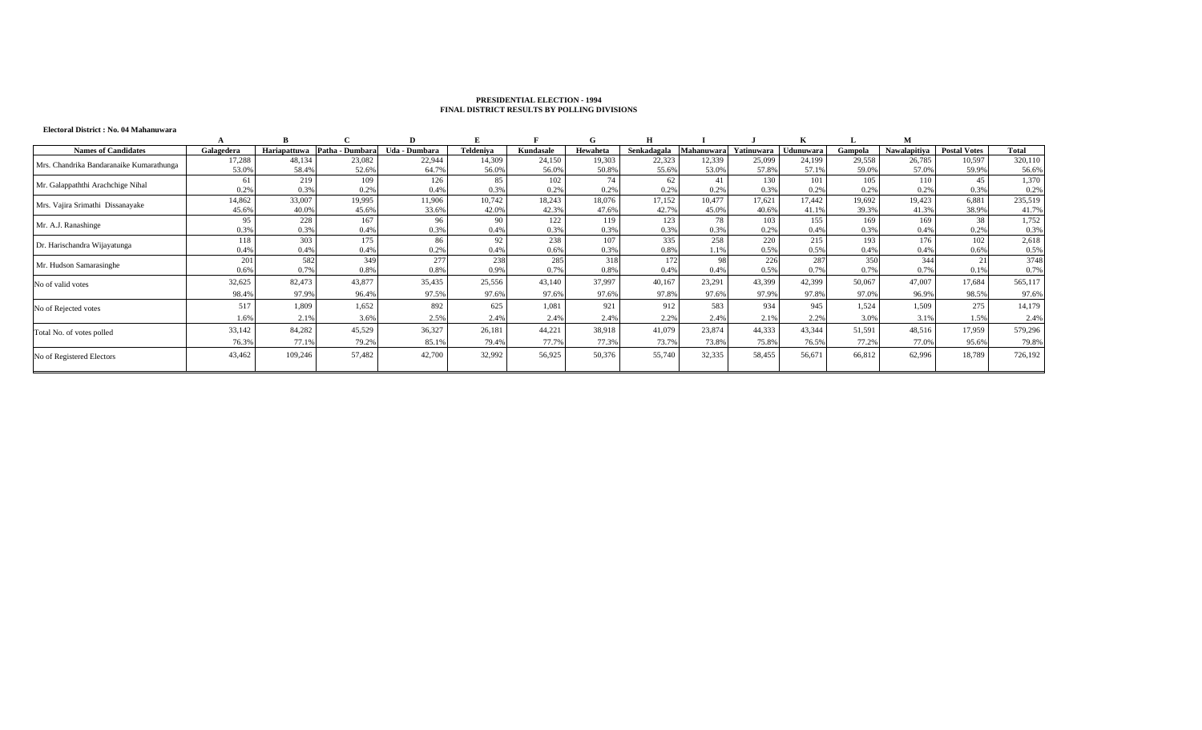**PRESIDENTIAL ELECTION - 1994**
**FINAL DISTRICT RESULTS BY POLLING DIVISIONS**

**Electoral District : No. 04 Mahanuwara**

| | A | B | C | D | E | F | G | H | I | J | K | L | M | | |
|---|---|---|---|---|---|---|---|---|---|---|---|---|---|---|---|
| **Names of Candidates** | **Galagedera** | **Hariapattuwa** | **Patha - Dumbara** | **Uda - Dumbara** | **Teldeniya** | **Kundasale** | **Hewaheta** | **Senkadagala** | **Mahanuwara** | **Yatinuwara** | **Udunuwara** | **Gampola** | **Nawalapitiya** | **Postal Votes** | **Total** |
| Mrs. Chandrika Bandaranaike Kumarathunga | 17,288 | 48,134 | 23,082 | 22,944 | 14,309 | 24,150 | 19,303 | 22,323 | 12,339 | 25,099 | 24,199 | 29,558 | 26,785 | 10,597 | 320,110 |
| | 53.0% | 58.4% | 52.6% | 64.7% | 56.0% | 56.0% | 50.8% | 55.6% | 53.0% | 57.8% | 57.1% | 59.0% | 57.0% | 59.9% | 56.6% |
| Mr. Galappaththi Arachchige Nihal | 61 | 219 | 109 | 126 | 85 | 102 | 74 | 62 | 41 | 130 | 101 | 105 | 110 | 45 | 1,370 |
| | 0.2% | 0.3% | 0.2% | 0.4% | 0.3% | 0.2% | 0.2% | 0.2% | 0.2% | 0.3% | 0.2% | 0.2% | 0.2% | 0.3% | 0.2% |
| Mrs. Vajira Srimathi Dissanayake | 14,862 | 33,007 | 19,995 | 11,906 | 10,742 | 18,243 | 18,076 | 17,152 | 10,477 | 17,621 | 17,442 | 19,692 | 19,423 | 6,881 | 235,519 |
| | 45.6% | 40.0% | 45.6% | 33.6% | 42.0% | 42.3% | 47.6% | 42.7% | 45.0% | 40.6% | 41.1% | 39.3% | 41.3% | 38.9% | 41.7% |
| Mr. A.J. Ranashinge | 95 | 228 | 167 | 96 | 90 | 122 | 119 | 123 | 78 | 103 | 155 | 169 | 169 | 38 | 1,752 |
| | 0.3% | 0.3% | 0.4% | 0.3% | 0.4% | 0.3% | 0.3% | 0.3% | 0.3% | 0.2% | 0.4% | 0.3% | 0.4% | 0.2% | 0.3% |
| Dr. Harischandra Wijayatunga | 118 | 303 | 175 | 86 | 92 | 238 | 107 | 335 | 258 | 220 | 215 | 193 | 176 | 102 | 2,618 |
| | 0.4% | 0.4% | 0.4% | 0.2% | 0.4% | 0.6% | 0.3% | 0.8% | 1.1% | 0.5% | 0.5% | 0.4% | 0.4% | 0.6% | 0.5% |
| Mr. Hudson Samarasinghe | 201 | 582 | 349 | 277 | 238 | 285 | 318 | 172 | 98 | 226 | 287 | 350 | 344 | 21 | 3748 |
| | 0.6% | 0.7% | 0.8% | 0.8% | 0.9% | 0.7% | 0.8% | 0.4% | 0.4% | 0.5% | 0.7% | 0.7% | 0.7% | 0.1% | 0.7% |
| No of valid votes | 32,625 | 82,473 | 43,877 | 35,435 | 25,556 | 43,140 | 37,997 | 40,167 | 23,291 | 43,399 | 42,399 | 50,067 | 47,007 | 17,684 | 565,117 |
| | 98.4% | 97.9% | 96.4% | 97.5% | 97.6% | 97.6% | 97.6% | 97.8% | 97.6% | 97.9% | 97.8% | 97.0% | 96.9% | 98.5% | 97.6% |
| No of Rejected votes | 517 | 1,809 | 1,652 | 892 | 625 | 1,081 | 921 | 912 | 583 | 934 | 945 | 1,524 | 1,509 | 275 | 14,179 |
| | 1.6% | 2.1% | 3.6% | 2.5% | 2.4% | 2.4% | 2.4% | 2.2% | 2.4% | 2.1% | 2.2% | 3.0% | 3.1% | 1.5% | 2.4% |
| Total No. of votes polled | 33,142 | 84,282 | 45,529 | 36,327 | 26,181 | 44,221 | 38,918 | 41,079 | 23,874 | 44,333 | 43,344 | 51,591 | 48,516 | 17,959 | 579,296 |
| | 76.3% | 77.1% | 79.2% | 85.1% | 79.4% | 77.7% | 77.3% | 73.7% | 73.8% | 75.8% | 76.5% | 77.2% | 77.0% | 95.6% | 79.8% |
| No of Registered Electors | 43,462 | 109,246 | 57,482 | 42,700 | 32,992 | 56,925 | 50,376 | 55,740 | 32,335 | 58,455 | 56,671 | 66,812 | 62,996 | 18,789 | 726,192 |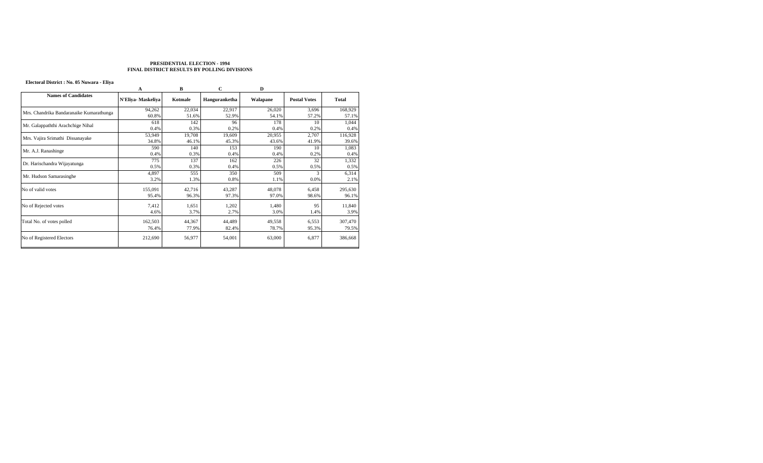**PRESIDENTIAL ELECTION - 1994**
**FINAL DISTRICT RESULTS BY POLLING DIVISIONS**

**Electoral District : No. 05 Nuwara - Eliya**

| | A | B | C | D | | |
|---|---|---|---|---|---|---|
| **Names of Candidates** | **N'Eliya- Maskeliya** | **Kotmale** | **Hanguranketha** | **Walapane** | **Postal Votes** | **Total** |
| Mrs. Chandrika Bandaranaike Kumarathunga | 94,262<br>60.8% | 22,034<br>51.6% | 22,917<br>52.9% | 26,020<br>54.1% | 3,696<br>57.2% | 168,929<br>57.1% |
| Mr. Galappaththi Arachchige Nihal | 618<br>0.4% | 142<br>0.3% | 96<br>0.2% | 178<br>0.4% | 10<br>0.2% | 1,044<br>0.4% |
| Mrs. Vajira Srimathi Dissanayake | 53,949<br>34.8% | 19,708<br>46.1% | 19,609<br>45.3% | 20,955<br>43.6% | 2,707<br>41.9% | 116,928<br>39.6% |
| Mr. A.J. Ranashinge | 590<br>0.4% | 140<br>0.3% | 153<br>0.4% | 190<br>0.4% | 10<br>0.2% | 1,083<br>0.4% |
| Dr. Harischandra Wijayatunga | 775<br>0.5% | 137<br>0.3% | 162<br>0.4% | 226<br>0.5% | 32<br>0.5% | 1,332<br>0.5% |
| Mr. Hudson Samarasinghe | 4,897<br>3.2% | 555<br>1.3% | 350<br>0.8% | 509<br>1.1% | 3<br>0.0% | 6,314<br>2.1% |
| No of valid votes | 155,091<br>95.4% | 42,716<br>96.3% | 43,287<br>97.3% | 48,078<br>97.0% | 6,458<br>98.6% | 295,630<br>96.1% |
| No of Rejected votes | 7,412<br>4.6% | 1,651<br>3.7% | 1,202<br>2.7% | 1,480<br>3.0% | 95<br>1.4% | 11,840<br>3.9% |
| Total No. of votes polled | 162,503<br>76.4% | 44,367<br>77.9% | 44,489<br>82.4% | 49,558<br>78.7% | 6,553<br>95.3% | 307,470<br>79.5% |
| No of Registered Electors | 212,690 | 56,977 | 54,001 | 63,000 | 6,877 | 386,668 |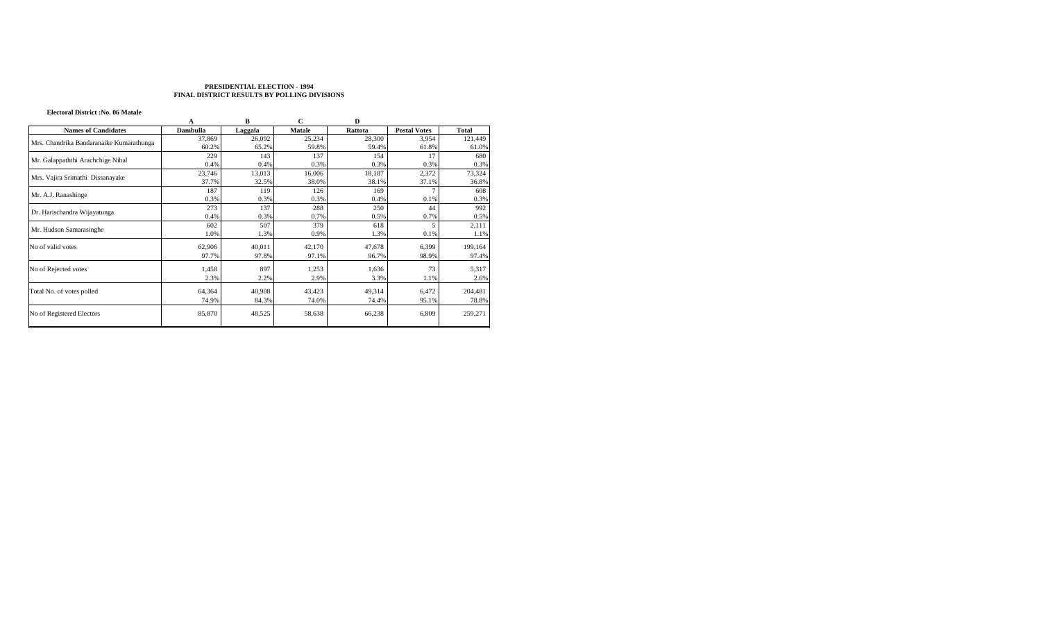**PRESIDENTIAL ELECTION - 1994**
**FINAL DISTRICT RESULTS BY POLLING DIVISIONS**

**Electoral District :No. 06 Matale**

| | A | B | C | D | | |
|---|---|---|---|---|---|---|
| **Names of Candidates** | **Dambulla** | **Laggala** | **Matale** | **Rattota** | **Postal Votes** | **Total** |
| Mrs. Chandrika Bandaranaike Kumarathunga | 37,869 | 26,092 | 25,234 | 28,300 | 3,954 | 121,449 |
| | 60.2% | 65.2% | 59.8% | 59.4% | 61.8% | 61.0% |
| Mr. Galappaththi Arachchige Nihal | 229 | 143 | 137 | 154 | 17 | 680 |
| | 0.4% | 0.4% | 0.3% | 0.3% | 0.3% | 0.3% |
| Mrs. Vajira Srimathi Dissanayake | 23,746 | 13,013 | 16,006 | 18,187 | 2,372 | 73,324 |
| | 37.7% | 32.5% | 38.0% | 38.1% | 37.1% | 36.8% |
| Mr. A.J. Ranashinge | 187 | 119 | 126 | 169 | 7 | 608 |
| | 0.3% | 0.3% | 0.3% | 0.4% | 0.1% | 0.3% |
| Dr. Harischandra Wijayatunga | 273 | 137 | 288 | 250 | 44 | 992 |
| | 0.4% | 0.3% | 0.7% | 0.5% | 0.7% | 0.5% |
| Mr. Hudson Samarasinghe | 602 | 507 | 379 | 618 | 5 | 2,111 |
| | 1.0% | 1.3% | 0.9% | 1.3% | 0.1% | 1.1% |
| No of valid votes | 62,906 | 40,011 | 42,170 | 47,678 | 6,399 | 199,164 |
| | 97.7% | 97.8% | 97.1% | 96.7% | 98.9% | 97.4% |
| No of Rejected votes | 1,458 | 897 | 1,253 | 1,636 | 73 | 5,317 |
| | 2.3% | 2.2% | 2.9% | 3.3% | 1.1% | 2.6% |
| Total No. of votes polled | 64,364 | 40,908 | 43,423 | 49,314 | 6,472 | 204,481 |
| | 74.9% | 84.3% | 74.0% | 74.4% | 95.1% | 78.8% |
| No of Registered Electors | 85,870 | 48,525 | 58,638 | 66,238 | 6,809 | 259,271 |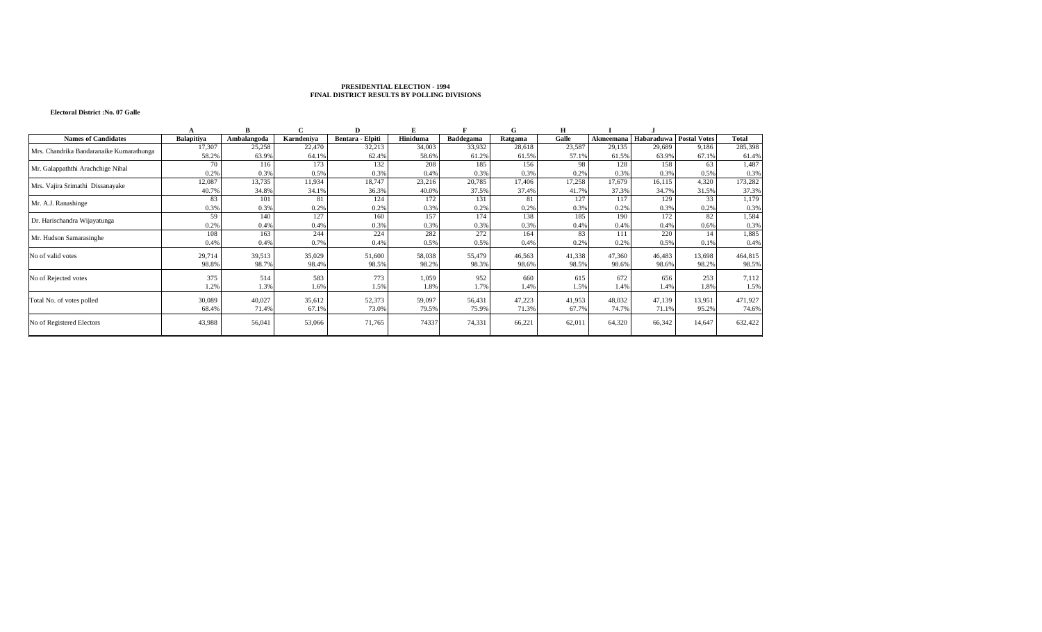**PRESIDENTIAL ELECTION - 1994**
**FINAL DISTRICT RESULTS BY POLLING DIVISIONS**

**Electoral District :No. 07 Galle**

| | A | B | C | D | E | F | G | H | I | J | | |
|---|---|---|---|---|---|---|---|---|---|---|---|---|
| **Names of Candidates** | **Balapitiya** | **Ambalangoda** | **Karndeniya** | **Bentara - Elpiti** | **Hiniduma** | **Baddegama** | **Ratgama** | **Galle** | **Akmeemana** | **Habaraduwa** | **Postal Votes** | **Total** |
| Mrs. Chandrika Bandaranaike Kumarathunga | 17,307 | 25,258 | 22,470 | 32,213 | 34,003 | 33,932 | 28,618 | 23,587 | 29,135 | 29,689 | 9,186 | 285,398 |
| | 58.2% | 63.9% | 64.1% | 62.4% | 58.6% | 61.2% | 61.5% | 57.1% | 61.5% | 63.9% | 67.1% | 61.4% |
| Mr. Galappaththi Arachchige Nihal | 70 | 116 | 173 | 132 | 208 | 185 | 156 | 98 | 128 | 158 | 63 | 1,487 |
| | 0.2% | 0.3% | 0.5% | 0.3% | 0.4% | 0.3% | 0.3% | 0.2% | 0.3% | 0.3% | 0.5% | 0.3% |
| Mrs. Vajira Srimathi Dissanayake | 12,087 | 13,735 | 11,934 | 18,747 | 23,216 | 20,785 | 17,406 | 17,258 | 17,679 | 16,115 | 4,320 | 173,282 |
| | 40.7% | 34.8% | 34.1% | 36.3% | 40.0% | 37.5% | 37.4% | 41.7% | 37.3% | 34.7% | 31.5% | 37.3% |
| Mr. A.J. Ranashinge | 83 | 101 | 81 | 124 | 172 | 131 | 81 | 127 | 117 | 129 | 33 | 1,179 |
| | 0.3% | 0.3% | 0.2% | 0.2% | 0.3% | 0.2% | 0.2% | 0.3% | 0.2% | 0.3% | 0.2% | 0.3% |
| Dr. Harischandra Wijayatunga | 59 | 140 | 127 | 160 | 157 | 174 | 138 | 185 | 190 | 172 | 82 | 1,584 |
| | 0.2% | 0.4% | 0.4% | 0.3% | 0.3% | 0.3% | 0.3% | 0.4% | 0.4% | 0.4% | 0.6% | 0.3% |
| Mr. Hudson Samarasinghe | 108 | 163 | 244 | 224 | 282 | 272 | 164 | 83 | 111 | 220 | 14 | 1,885 |
| | 0.4% | 0.4% | 0.7% | 0.4% | 0.5% | 0.5% | 0.4% | 0.2% | 0.2% | 0.5% | 0.1% | 0.4% |
| No of valid votes | 29,714 | 39,513 | 35,029 | 51,600 | 58,038 | 55,479 | 46,563 | 41,338 | 47,360 | 46,483 | 13,698 | 464,815 |
| | 98.8% | 98.7% | 98.4% | 98.5% | 98.2% | 98.3% | 98.6% | 98.5% | 98.6% | 98.6% | 98.2% | 98.5% |
| No of Rejected votes | 375 | 514 | 583 | 773 | 1,059 | 952 | 660 | 615 | 672 | 656 | 253 | 7,112 |
| | 1.2% | 1.3% | 1.6% | 1.5% | 1.8% | 1.7% | 1.4% | 1.5% | 1.4% | 1.4% | 1.8% | 1.5% |
| Total No. of votes polled | 30,089 | 40,027 | 35,612 | 52,373 | 59,097 | 56,431 | 47,223 | 41,953 | 48,032 | 47,139 | 13,951 | 471,927 |
| | 68.4% | 71.4% | 67.1% | 73.0% | 79.5% | 75.9% | 71.3% | 67.7% | 74.7% | 71.1% | 95.2% | 74.6% |
| No of Registered Electors | 43,988 | 56,041 | 53,066 | 71,765 | 74337 | 74,331 | 66,221 | 62,011 | 64,320 | 66,342 | 14,647 | 632,422 |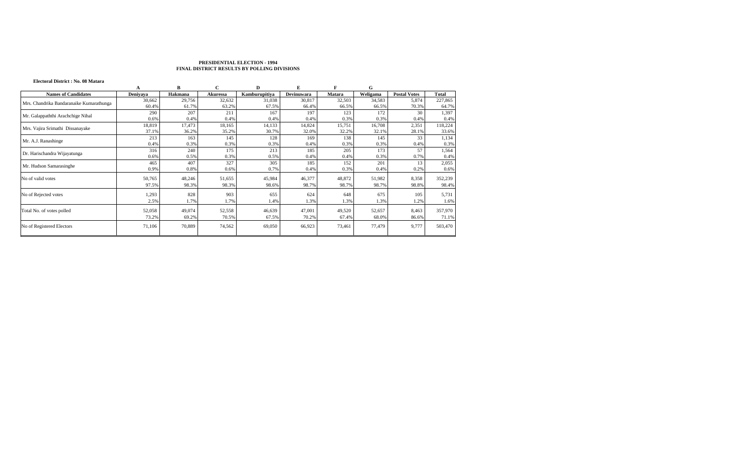**PRESIDENTIAL ELECTION - 1994**
**FINAL DISTRICT RESULTS BY POLLING DIVISIONS**

**Electoral District : No. 08 Matara**

| | A | B | C | D | E | F | G | | |
|---|---|---|---|---|---|---|---|---|---|
| **Names of Candidates** | **Deniyaya** | **Hakmana** | **Akuressa** | **Kamburupitiya** | **Devinuwara** | **Matara** | **Weligama** | **Postal Votes** | **Total** |
| Mrs. Chandrika Bandaranaike Kumarathunga | 30,662 | 29,756 | 32,632 | 31,038 | 30,817 | 32,503 | 34,583 | 5,874 | 227,865 |
| | 60.4% | 61.7% | 63.2% | 67.5% | 66.4% | 66.5% | 66.5% | 70.3% | 64.7% |
| Mr. Galappaththi Arachchige Nihal | 290 | 207 | 211 | 167 | 197 | 123 | 172 | 30 | 1,397 |
| | 0.6% | 0.4% | 0.4% | 0.4% | 0.4% | 0.3% | 0.3% | 0.4% | 0.4% |
| Mrs. Vajira Srimathi Dissanayake | 18,819 | 17,473 | 18,165 | 14,133 | 14,824 | 15,751 | 16,708 | 2,351 | 118,224 |
| | 37.1% | 36.2% | 35.2% | 30.7% | 32.0% | 32.2% | 32.1% | 28.1% | 33.6% |
| Mr. A.J. Ranashinge | 213 | 163 | 145 | 128 | 169 | 138 | 145 | 33 | 1,134 |
| | 0.4% | 0.3% | 0.3% | 0.3% | 0.4% | 0.3% | 0.3% | 0.4% | 0.3% |
| Dr. Harischandra Wijayatunga | 316 | 240 | 175 | 213 | 185 | 205 | 173 | 57 | 1,564 |
| | 0.6% | 0.5% | 0.3% | 0.5% | 0.4% | 0.4% | 0.3% | 0.7% | 0.4% |
| Mr. Hudson Samarasinghe | 465 | 407 | 327 | 305 | 185 | 152 | 201 | 13 | 2,055 |
| | 0.9% | 0.8% | 0.6% | 0.7% | 0.4% | 0.3% | 0.4% | 0.2% | 0.6% |
| No of valid votes | 50,765 | 48,246 | 51,655 | 45,984 | 46,377 | 48,872 | 51,982 | 8,358 | 352,239 |
| | 97.5% | 98.3% | 98.3% | 98.6% | 98.7% | 98.7% | 98.7% | 98.8% | 98.4% |
| No of Rejected votes | 1,293 | 828 | 903 | 655 | 624 | 648 | 675 | 105 | 5,731 |
| | 2.5% | 1.7% | 1.7% | 1.4% | 1.3% | 1.3% | 1.3% | 1.2% | 1.6% |
| Total No. of votes polled | 52,058 | 49,074 | 52,558 | 46,639 | 47,001 | 49,520 | 52,657 | 8,463 | 357,970 |
| | 73.2% | 69.2% | 70.5% | 67.5% | 70.2% | 67.4% | 68.0% | 86.6% | 71.1% |
| No of Registered Electors | 71,106 | 70,889 | 74,562 | 69,050 | 66,923 | 73,461 | 77,479 | 9,777 | 503,470 |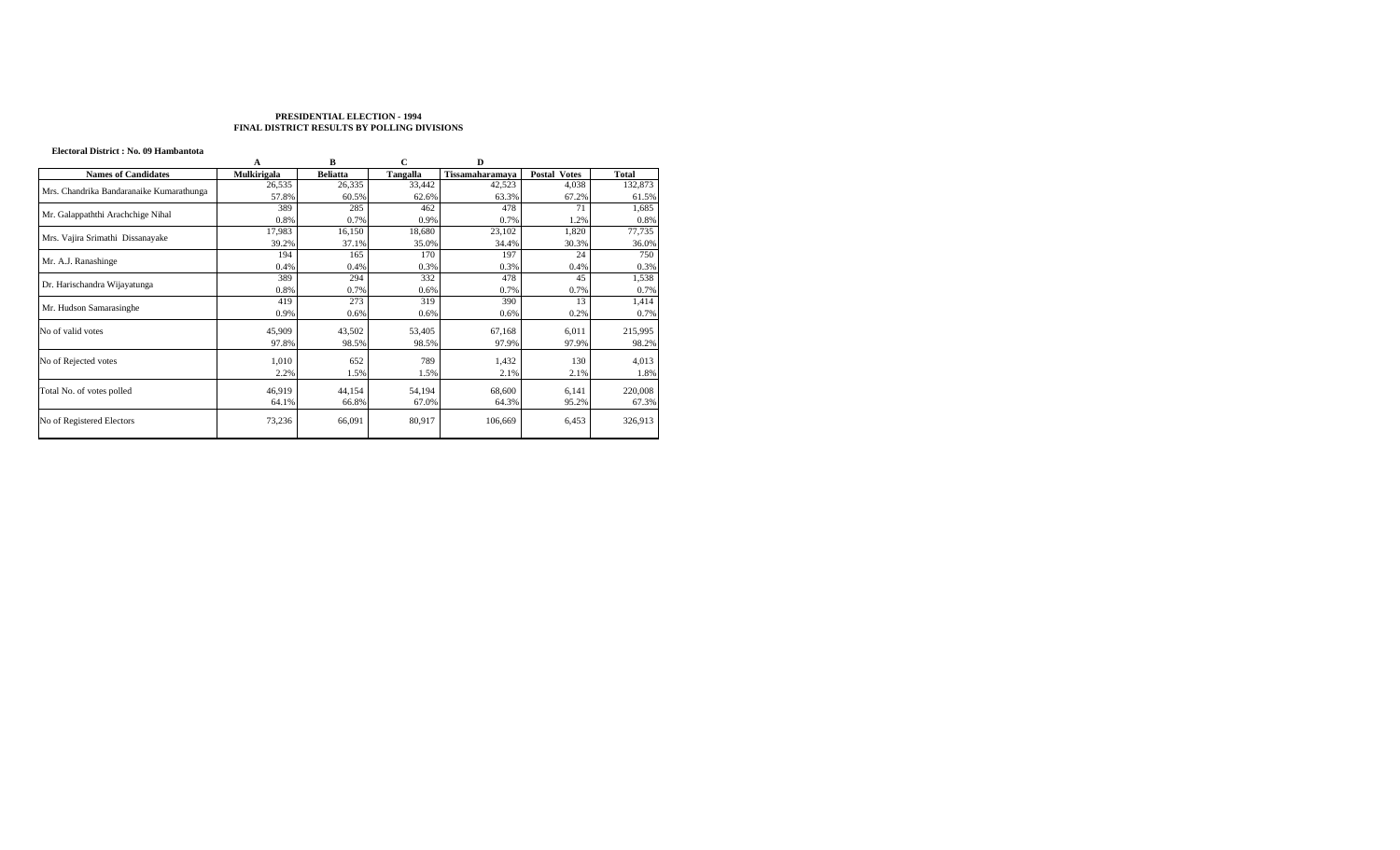**PRESIDENTIAL ELECTION - 1994**
**FINAL DISTRICT RESULTS BY POLLING DIVISIONS**

**Electoral District : No. 09 Hambantota**

| | A | B | C | D | | |
|---|---|---|---|---|---|---|
| **Names of Candidates** | **Mulkirigala** | **Beliatta** | **Tangalla** | **Tissamaharamaya** | **Postal Votes** | **Total** |
| Mrs. Chandrika Bandaranaike Kumarathunga | 26,535 | 26,335 | 33,442 | 42,523 | 4,038 | 132,873 |
| | 57.8% | 60.5% | 62.6% | 63.3% | 67.2% | 61.5% |
| Mr. Galappaththi Arachchige Nihal | 389 | 285 | 462 | 478 | 71 | 1,685 |
| | 0.8% | 0.7% | 0.9% | 0.7% | 1.2% | 0.8% |
| Mrs. Vajira Srimathi Dissanayake | 17,983 | 16,150 | 18,680 | 23,102 | 1,820 | 77,735 |
| | 39.2% | 37.1% | 35.0% | 34.4% | 30.3% | 36.0% |
| Mr. A.J. Ranashinge | 194 | 165 | 170 | 197 | 24 | 750 |
| | 0.4% | 0.4% | 0.3% | 0.3% | 0.4% | 0.3% |
| Dr. Harischandra Wijayatunga | 389 | 294 | 332 | 478 | 45 | 1,538 |
| | 0.8% | 0.7% | 0.6% | 0.7% | 0.7% | 0.7% |
| Mr. Hudson Samarasinghe | 419 | 273 | 319 | 390 | 13 | 1,414 |
| | 0.9% | 0.6% | 0.6% | 0.6% | 0.2% | 0.7% |
| No of valid votes | 45,909 | 43,502 | 53,405 | 67,168 | 6,011 | 215,995 |
| | 97.8% | 98.5% | 98.5% | 97.9% | 97.9% | 98.2% |
| No of Rejected votes | 1,010 | 652 | 789 | 1,432 | 130 | 4,013 |
| | 2.2% | 1.5% | 1.5% | 2.1% | 2.1% | 1.8% |
| Total No. of votes polled | 46,919 | 44,154 | 54,194 | 68,600 | 6,141 | 220,008 |
| | 64.1% | 66.8% | 67.0% | 64.3% | 95.2% | 67.3% |
| No of Registered Electors | 73,236 | 66,091 | 80,917 | 106,669 | 6,453 | 326,913 |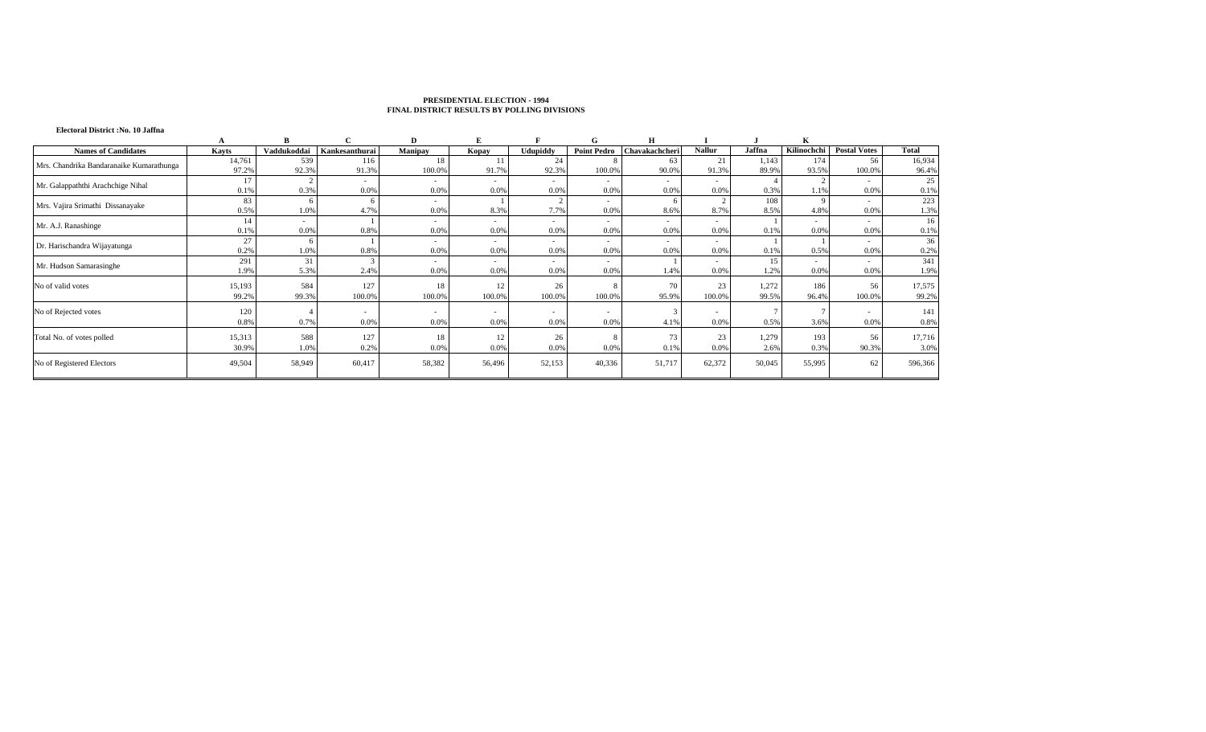**PRESIDENTIAL ELECTION - 1994**
**FINAL DISTRICT RESULTS BY POLLING DIVISIONS**

**Electoral District :No. 10 Jaffna**

| | A | B | C | D | E | F | G | H | I | J | K | | |
|---|---|---|---|---|---|---|---|---|---|---|---|---|---|
| **Names of Candidates** | **Kayts** | **Vaddukoddai** | **Kankesanthurai** | **Manipay** | **Kopay** | **Udupiddy** | **Point Pedro** | **Chavakachcheri** | **Nallur** | **Jaffna** | **Kilinochchi** | **Postal Votes** | **Total** |
| Mrs. Chandrika Bandaranaike Kumarathunga | 14,761 | 539 | 116 | 18 | 11 | 24 | 8 | 63 | 21 | 1,143 | 174 | 56 | 16,934 |
| | 97.2% | 92.3% | 91.3% | 100.0% | 91.7% | 92.3% | 100.0% | 90.0% | 91.3% | 89.9% | 93.5% | 100.0% | 96.4% |
| Mr. Galappaththi Arachchige Nihal | 17 | 2 | - | - | - | - | - | - | - | 4 | 2 | - | 25 |
| | 0.1% | 0.3% | 0.0% | 0.0% | 0.0% | 0.0% | 0.0% | 0.0% | 0.0% | 0.3% | 1.1% | 0.0% | 0.1% |
| Mrs. Vajira Srimathi Dissanayake | 83 | 6 | 6 | - | 1 | 2 | - | 6 | 2 | 108 | 9 | - | 223 |
| | 0.5% | 1.0% | 4.7% | 0.0% | 8.3% | 7.7% | 0.0% | 8.6% | 8.7% | 8.5% | 4.8% | 0.0% | 1.3% |
| Mr. A.J. Ranashinge | 14 | - | 1 | - | - | - | - | - | - | 1 | - | - | 16 |
| | 0.1% | 0.0% | 0.8% | 0.0% | 0.0% | 0.0% | 0.0% | 0.0% | 0.0% | 0.1% | 0.0% | 0.0% | 0.1% |
| Dr. Harischandra Wijayatunga | 27 | 6 | 1 | - | - | - | - | - | - | 1 | 1 | - | 36 |
| | 0.2% | 1.0% | 0.8% | 0.0% | 0.0% | 0.0% | 0.0% | 0.0% | 0.0% | 0.1% | 0.5% | 0.0% | 0.2% |
| Mr. Hudson Samarasinghe | 291 | 31 | 3 | - | - | - | - | 1 | - | 15 | - | - | 341 |
| | 1.9% | 5.3% | 2.4% | 0.0% | 0.0% | 0.0% | 0.0% | 1.4% | 0.0% | 1.2% | 0.0% | 0.0% | 1.9% |
| No of valid votes | 15,193 | 584 | 127 | 18 | 12 | 26 | 8 | 70 | 23 | 1,272 | 186 | 56 | 17,575 |
| | 99.2% | 99.3% | 100.0% | 100.0% | 100.0% | 100.0% | 100.0% | 95.9% | 100.0% | 99.5% | 96.4% | 100.0% | 99.2% |
| No of Rejected votes | 120 | 4 | - | - | - | - | - | 3 | - | 7 | 7 | - | 141 |
| | 0.8% | 0.7% | 0.0% | 0.0% | 0.0% | 0.0% | 0.0% | 4.1% | 0.0% | 0.5% | 3.6% | 0.0% | 0.8% |
| Total No. of votes polled | 15,313 | 588 | 127 | 18 | 12 | 26 | 8 | 73 | 23 | 1,279 | 193 | 56 | 17,716 |
| | 30.9% | 1.0% | 0.2% | 0.0% | 0.0% | 0.0% | 0.0% | 0.1% | 0.0% | 2.6% | 0.3% | 90.3% | 3.0% |
| No of Registered Electors | 49,504 | 58,949 | 60,417 | 58,382 | 56,496 | 52,153 | 40,336 | 51,717 | 62,372 | 50,045 | 55,995 | 62 | 596,366 |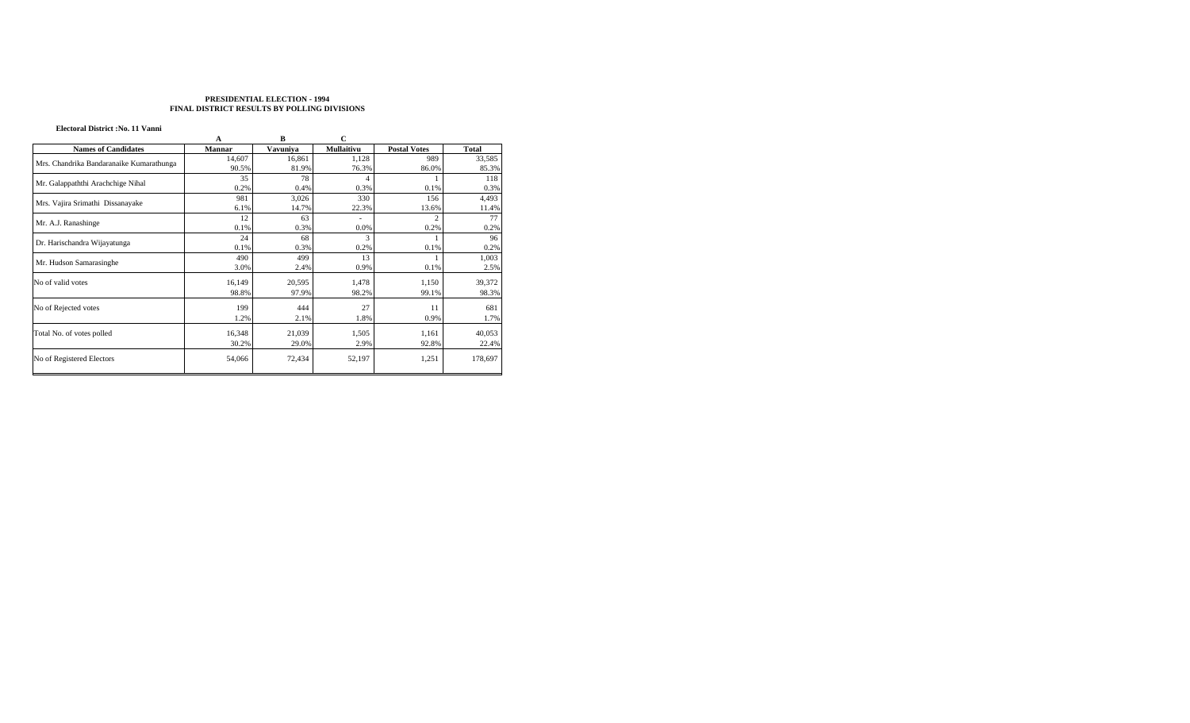**PRESIDENTIAL ELECTION - 1994**
**FINAL DISTRICT RESULTS BY POLLING DIVISIONS**

**Electoral District :No. 11 Vanni**

| | A | B | C | | |
|---|---|---|---|---|---|
| **Names of Candidates** | **Mannar** | **Vavuniya** | **Mullaitivu** | **Postal Votes** | **Total** |
| Mrs. Chandrika Bandaranaike Kumarathunga | 14,607 | 16,861 | 1,128 | 989 | 33,585 |
| | 90.5% | 81.9% | 76.3% | 86.0% | 85.3% |
| Mr. Galappaththi Arachchige Nihal | 35 | 78 | 4 | 1 | 118 |
| | 0.2% | 0.4% | 0.3% | 0.1% | 0.3% |
| Mrs. Vajira Srimathi Dissanayake | 981 | 3,026 | 330 | 156 | 4,493 |
| | 6.1% | 14.7% | 22.3% | 13.6% | 11.4% |
| Mr. A.J. Ranashinge | 12 | 63 | - | 2 | 77 |
| | 0.1% | 0.3% | 0.0% | 0.2% | 0.2% |
| Dr. Harischandra Wijayatunga | 24 | 68 | 3 | 1 | 96 |
| | 0.1% | 0.3% | 0.2% | 0.1% | 0.2% |
| Mr. Hudson Samarasinghe | 490 | 499 | 13 | 1 | 1,003 |
| | 3.0% | 2.4% | 0.9% | 0.1% | 2.5% |
| No of valid votes | 16,149 | 20,595 | 1,478 | 1,150 | 39,372 |
| | 98.8% | 97.9% | 98.2% | 99.1% | 98.3% |
| No of Rejected votes | 199 | 444 | 27 | 11 | 681 |
| | 1.2% | 2.1% | 1.8% | 0.9% | 1.7% |
| Total No. of votes polled | 16,348 | 21,039 | 1,505 | 1,161 | 40,053 |
| | 30.2% | 29.0% | 2.9% | 92.8% | 22.4% |
| No of Registered Electors | 54,066 | 72,434 | 52,197 | 1,251 | 178,697 |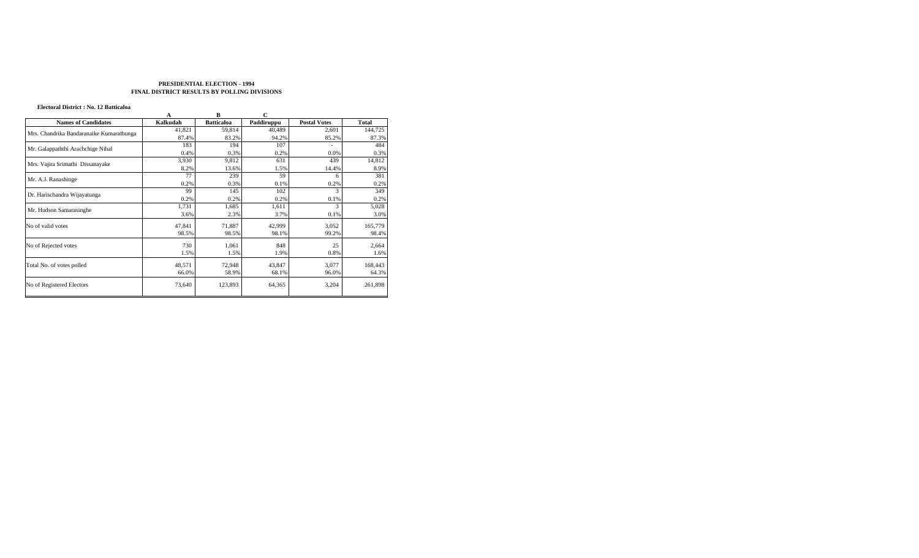**PRESIDENTIAL ELECTION - 1994**
**FINAL DISTRICT RESULTS BY POLLING DIVISIONS**

**Electoral District : No. 12 Batticaloa**

| | A | B | C | | |
|---|---|---|---|---|---|
| **Names of Candidates** | **Kalkudah** | **Batticaloa** | **Paddiruppu** | **Postal Votes** | **Total** |
| Mrs. Chandrika Bandaranaike Kumarathunga | 41,821 | 59,814 | 40,489 | 2,601 | 144,725 |
| | 87.4% | 83.2% | 94.2% | 85.2% | 87.3% |
| Mr. Galappaththi Arachchige Nihal | 183 | 194 | 107 | - | 484 |
| | 0.4% | 0.3% | 0.2% | 0.0% | 0.3% |
| Mrs. Vajira Srimathi Dissanayake | 3,930 | 9,812 | 631 | 439 | 14,812 |
| | 8.2% | 13.6% | 1.5% | 14.4% | 8.9% |
| Mr. A.J. Ranashinge | 77 | 239 | 59 | 6 | 381 |
| | 0.2% | 0.3% | 0.1% | 0.2% | 0.2% |
| Dr. Harischandra Wijayatunga | 99 | 145 | 102 | 3 | 349 |
| | 0.2% | 0.2% | 0.2% | 0.1% | 0.2% |
| Mr. Hudson Samarasinghe | 1,731 | 1,685 | 1,611 | 3 | 5,028 |
| | 3.6% | 2.3% | 3.7% | 0.1% | 3.0% |
| No of valid votes | 47,841 | 71,887 | 42,999 | 3,052 | 165,779 |
| | 98.5% | 98.5% | 98.1% | 99.2% | 98.4% |
| No of Rejected votes | 730 | 1,061 | 848 | 25 | 2,664 |
| | 1.5% | 1.5% | 1.9% | 0.8% | 1.6% |
| Total No. of votes polled | 48,571 | 72,948 | 43,847 | 3,077 | 168,443 |
| | 66.0% | 58.9% | 68.1% | 96.0% | 64.3% |
| No of Registered Electors | 73,640 | 123,893 | 64,365 | 3,204 | 261,898 |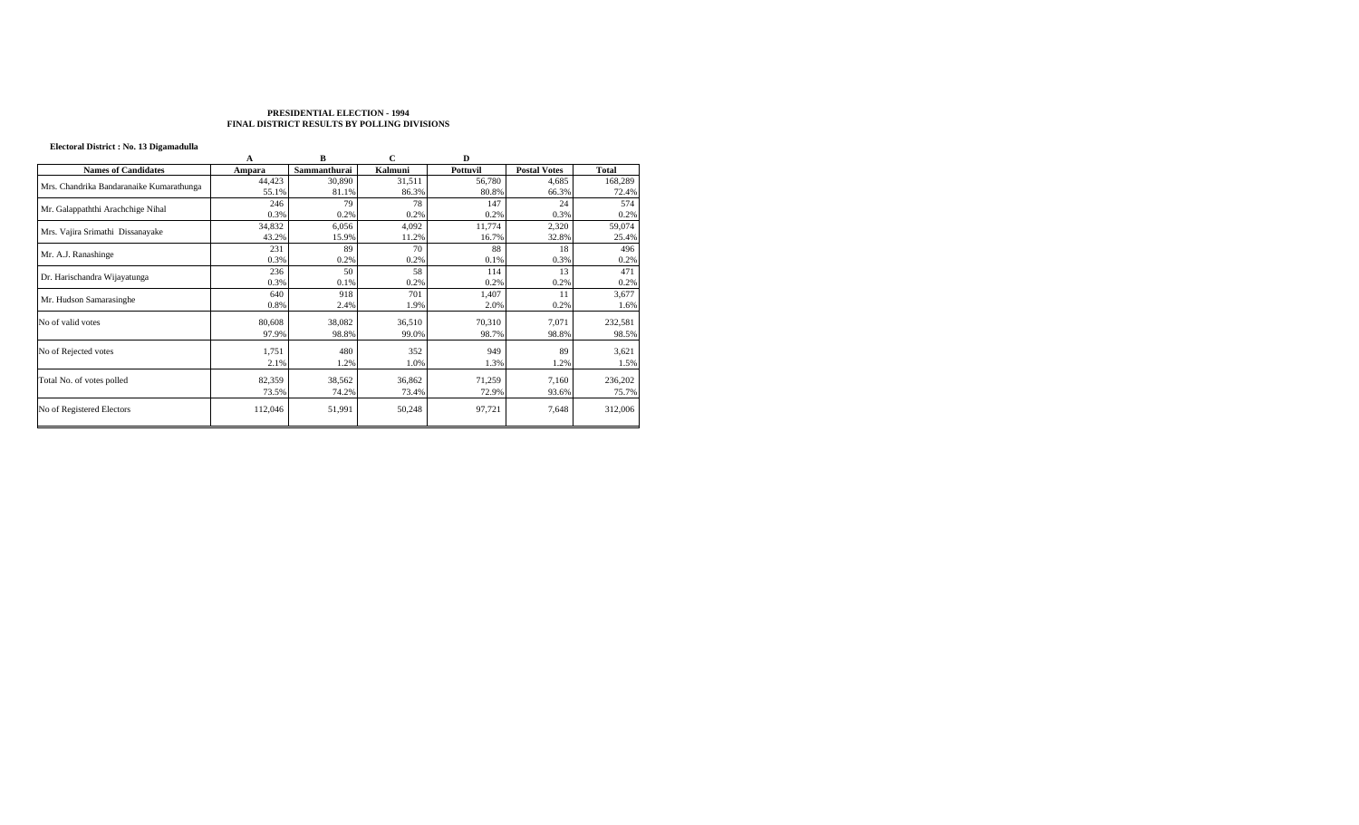**PRESIDENTIAL ELECTION - 1994**
**FINAL DISTRICT RESULTS BY POLLING DIVISIONS**

**Electoral District : No. 13 Digamadulla**

| | A | B | C | D | | |
|---|---|---|---|---|---|---|
| **Names of Candidates** | **Ampara** | **Sammanthurai** | **Kalmuni** | **Pottuvil** | **Postal Votes** | **Total** |
| Mrs. Chandrika Bandaranaike Kumarathunga | 44,423 | 30,890 | 31,511 | 56,780 | 4,685 | 168,289 |
| | 55.1% | 81.1% | 86.3% | 80.8% | 66.3% | 72.4% |
| Mr. Galappaththi Arachchige Nihal | 246 | 79 | 78 | 147 | 24 | 574 |
| | 0.3% | 0.2% | 0.2% | 0.2% | 0.3% | 0.2% |
| Mrs. Vajira Srimathi Dissanayake | 34,832 | 6,056 | 4,092 | 11,774 | 2,320 | 59,074 |
| | 43.2% | 15.9% | 11.2% | 16.7% | 32.8% | 25.4% |
| Mr. A.J. Ranashinge | 231 | 89 | 70 | 88 | 18 | 496 |
| | 0.3% | 0.2% | 0.2% | 0.1% | 0.3% | 0.2% |
| Dr. Harischandra Wijayatunga | 236 | 50 | 58 | 114 | 13 | 471 |
| | 0.3% | 0.1% | 0.2% | 0.2% | 0.2% | 0.2% |
| Mr. Hudson Samarasinghe | 640 | 918 | 701 | 1,407 | 11 | 3,677 |
| | 0.8% | 2.4% | 1.9% | 2.0% | 0.2% | 1.6% |
| No of valid votes | 80,608 | 38,082 | 36,510 | 70,310 | 7,071 | 232,581 |
| | 97.9% | 98.8% | 99.0% | 98.7% | 98.8% | 98.5% |
| No of Rejected votes | 1,751 | 480 | 352 | 949 | 89 | 3,621 |
| | 2.1% | 1.2% | 1.0% | 1.3% | 1.2% | 1.5% |
| Total No. of votes polled | 82,359 | 38,562 | 36,862 | 71,259 | 7,160 | 236,202 |
| | 73.5% | 74.2% | 73.4% | 72.9% | 93.6% | 75.7% |
| No of Registered Electors | 112,046 | 51,991 | 50,248 | 97,721 | 7,648 | 312,006 |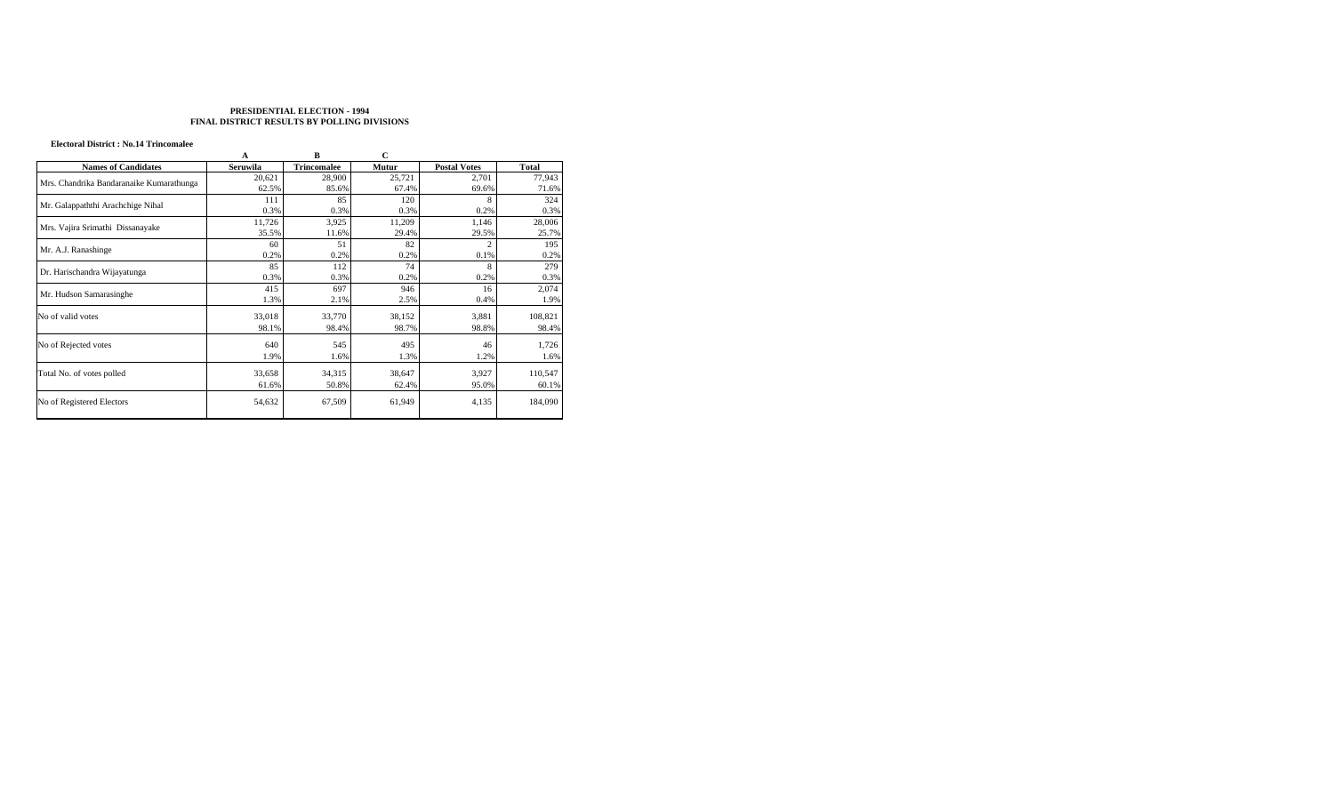**PRESIDENTIAL ELECTION - 1994**
**FINAL DISTRICT RESULTS BY POLLING DIVISIONS**

**Electoral District : No.14 Trincomalee**

| | A | B | C | | |
|---|---|---|---|---|---|
| **Names of Candidates** | **Seruwila** | **Trincomalee** | **Mutur** | **Postal Votes** | **Total** |
| Mrs. Chandrika Bandaranaike Kumarathunga | 20,621 | 28,900 | 25,721 | 2,701 | 77,943 |
| | 62.5% | 85.6% | 67.4% | 69.6% | 71.6% |
| Mr. Galappaththi Arachchige Nihal | 111 | 85 | 120 | 8 | 324 |
| | 0.3% | 0.3% | 0.3% | 0.2% | 0.3% |
| Mrs. Vajira Srimathi Dissanayake | 11,726 | 3,925 | 11,209 | 1,146 | 28,006 |
| | 35.5% | 11.6% | 29.4% | 29.5% | 25.7% |
| Mr. A.J. Ranashinge | 60 | 51 | 82 | 2 | 195 |
| | 0.2% | 0.2% | 0.2% | 0.1% | 0.2% |
| Dr. Harischandra Wijayatunga | 85 | 112 | 74 | 8 | 279 |
| | 0.3% | 0.3% | 0.2% | 0.2% | 0.3% |
| Mr. Hudson Samarasinghe | 415 | 697 | 946 | 16 | 2,074 |
| | 1.3% | 2.1% | 2.5% | 0.4% | 1.9% |
| No of valid votes | 33,018 | 33,770 | 38,152 | 3,881 | 108,821 |
| | 98.1% | 98.4% | 98.7% | 98.8% | 98.4% |
| No of Rejected votes | 640 | 545 | 495 | 46 | 1,726 |
| | 1.9% | 1.6% | 1.3% | 1.2% | 1.6% |
| Total No. of votes polled | 33,658 | 34,315 | 38,647 | 3,927 | 110,547 |
| | 61.6% | 50.8% | 62.4% | 95.0% | 60.1% |
| No of Registered Electors | 54,632 | 67,509 | 61,949 | 4,135 | 184,090 |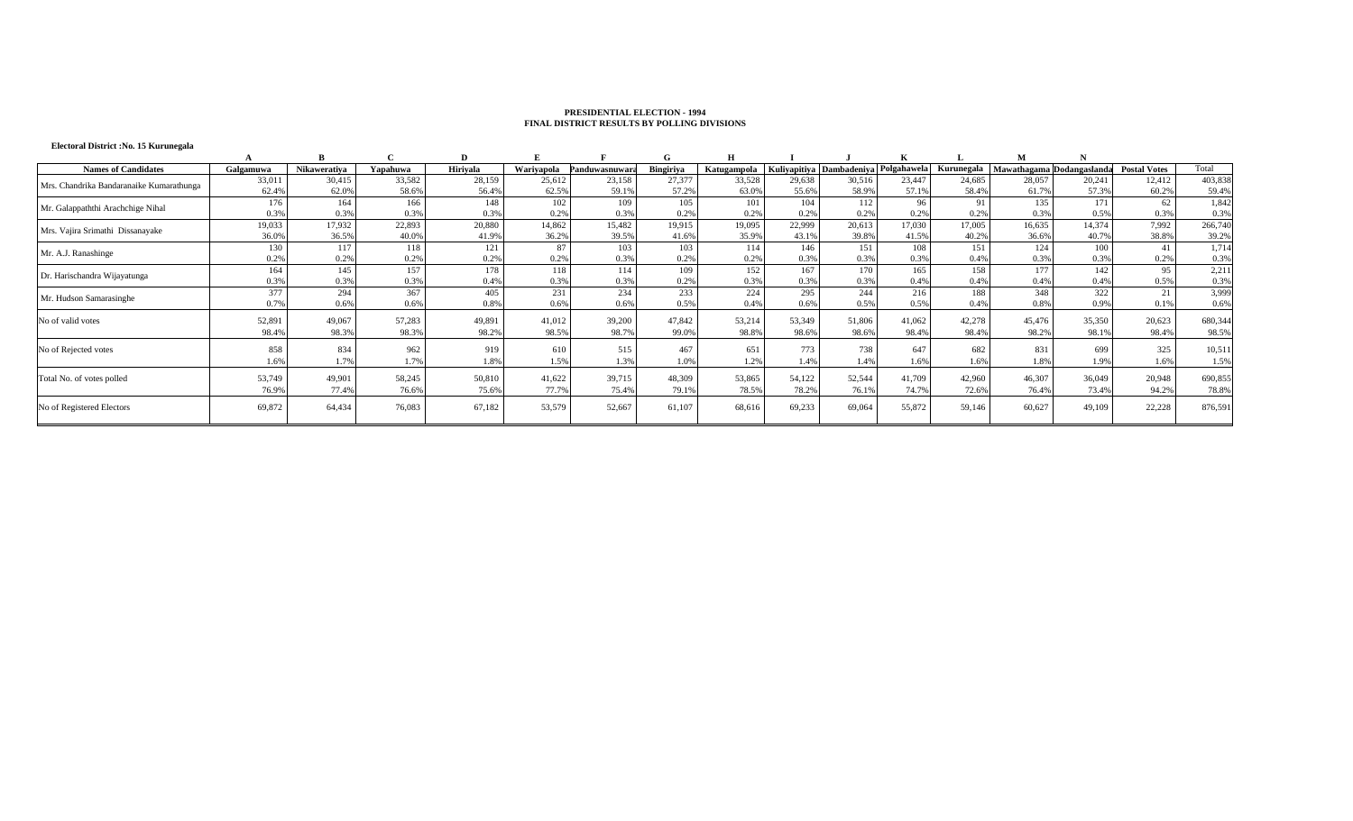# PRESIDENTIAL ELECTION - 1994
## FINAL DISTRICT RESULTS BY POLLING DIVISIONS

**Electoral District :No. 15 Kurunegala**

| | A | B | C | D | E | F | G | H | I | J | K | L | M | N | | |
|---|---|---|---|---|---|---|---|---|---|---|---|---|---|---|---|---|
| **Names of Candidates** | **Galgamuwa** | **Nikaweratiya** | **Yapahuwa** | **Hiriyala** | **Wariyapola** | **Panduwasnuwara** | **Bingiriya** | **Katugampola** | **Kuliyapitiya** | **Dambadeniya** | **Polgahawela** | **Kurunegala** | **Mawathagama** | **Dodangaslanda** | **Postal Votes** | Total |
| Mrs. Chandrika Bandaranaike Kumarathunga | 33,011 | 30,415 | 33,582 | 28,159 | 25,612 | 23,158 | 27,377 | 33,528 | 29,638 | 30,516 | 23,447 | 24,685 | 28,057 | 20,241 | 12,412 | 403,838 |
| | 62.4% | 62.0% | 58.6% | 56.4% | 62.5% | 59.1% | 57.2% | 63.0% | 55.6% | 58.9% | 57.1% | 58.4% | 61.7% | 57.3% | 60.2% | 59.4% |
| Mr. Galappaththi Arachchige Nihal | 176 | 164 | 166 | 148 | 102 | 109 | 105 | 101 | 104 | 112 | 96 | 91 | 135 | 171 | 62 | 1,842 |
| | 0.3% | 0.3% | 0.3% | 0.3% | 0.2% | 0.3% | 0.2% | 0.2% | 0.2% | 0.2% | 0.2% | 0.2% | 0.3% | 0.5% | 0.3% | 0.3% |
| Mrs. Vajira Srimathi Dissanayake | 19,033 | 17,932 | 22,893 | 20,880 | 14,862 | 15,482 | 19,915 | 19,095 | 22,999 | 20,613 | 17,030 | 17,005 | 16,635 | 14,374 | 7,992 | 266,740 |
| | 36.0% | 36.5% | 40.0% | 41.9% | 36.2% | 39.5% | 41.6% | 35.9% | 43.1% | 39.8% | 41.5% | 40.2% | 36.6% | 40.7% | 38.8% | 39.2% |
| Mr. A.J. Ranashinge | 130 | 117 | 118 | 121 | 87 | 103 | 103 | 114 | 146 | 151 | 108 | 151 | 124 | 100 | 41 | 1,714 |
| | 0.2% | 0.2% | 0.2% | 0.2% | 0.2% | 0.3% | 0.2% | 0.2% | 0.3% | 0.3% | 0.3% | 0.4% | 0.3% | 0.3% | 0.2% | 0.3% |
| Dr. Harischandra Wijayatunga | 164 | 145 | 157 | 178 | 118 | 114 | 109 | 152 | 167 | 170 | 165 | 158 | 177 | 142 | 95 | 2,211 |
| | 0.3% | 0.3% | 0.3% | 0.4% | 0.3% | 0.3% | 0.2% | 0.3% | 0.3% | 0.3% | 0.4% | 0.4% | 0.4% | 0.4% | 0.5% | 0.3% |
| Mr. Hudson Samarasinghe | 377 | 294 | 367 | 405 | 231 | 234 | 233 | 224 | 295 | 244 | 216 | 188 | 348 | 322 | 21 | 3,999 |
| | 0.7% | 0.6% | 0.6% | 0.8% | 0.6% | 0.6% | 0.5% | 0.4% | 0.6% | 0.5% | 0.5% | 0.4% | 0.8% | 0.9% | 0.1% | 0.6% |
| No of valid votes | 52,891 | 49,067 | 57,283 | 49,891 | 41,012 | 39,200 | 47,842 | 53,214 | 53,349 | 51,806 | 41,062 | 42,278 | 45,476 | 35,350 | 20,623 | 680,344 |
| | 98.4% | 98.3% | 98.3% | 98.2% | 98.5% | 98.7% | 99.0% | 98.8% | 98.6% | 98.6% | 98.4% | 98.4% | 98.2% | 98.1% | 98.4% | 98.5% |
| No of Rejected votes | 858 | 834 | 962 | 919 | 610 | 515 | 467 | 651 | 773 | 738 | 647 | 682 | 831 | 699 | 325 | 10,511 |
| | 1.6% | 1.7% | 1.7% | 1.8% | 1.5% | 1.3% | 1.0% | 1.2% | 1.4% | 1.4% | 1.6% | 1.6% | 1.8% | 1.9% | 1.6% | 1.5% |
| Total No. of votes polled | 53,749 | 49,901 | 58,245 | 50,810 | 41,622 | 39,715 | 48,309 | 53,865 | 54,122 | 52,544 | 41,709 | 42,960 | 46,307 | 36,049 | 20,948 | 690,855 |
| | 76.9% | 77.4% | 76.6% | 75.6% | 77.7% | 75.4% | 79.1% | 78.5% | 78.2% | 76.1% | 74.7% | 72.6% | 76.4% | 73.4% | 94.2% | 78.8% |
| No of Registered Electors | 69,872 | 64,434 | 76,083 | 67,182 | 53,579 | 52,667 | 61,107 | 68,616 | 69,233 | 69,064 | 55,872 | 59,146 | 60,627 | 49,109 | 22,228 | 876,591 |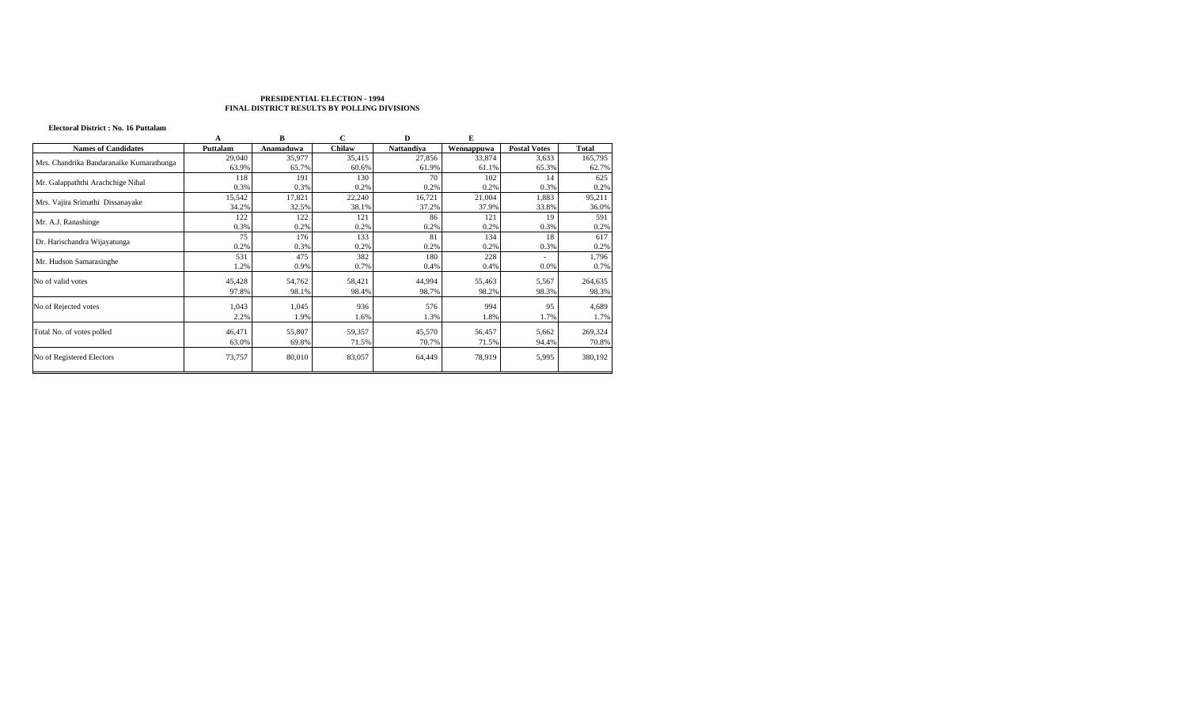**PRESIDENTIAL ELECTION - 1994**
**FINAL DISTRICT RESULTS BY POLLING DIVISIONS**

**Electoral District : No. 16 Puttalam**

| | A | B | C | D | E | | |
|---|---|---|---|---|---|---|---|
| **Names of Candidates** | **Puttalam** | **Anamaduwa** | **Chilaw** | **Nattandiya** | **Wennappuwa** | **Postal Votes** | **Total** |
| Mrs. Chandrika Bandaranaike Kumarathunga | 29,040 | 35,977 | 35,415 | 27,856 | 33,874 | 3,633 | 165,795 |
| | 63.9% | 65.7% | 60.6% | 61.9% | 61.1% | 65.3% | 62.7% |
| Mr. Galappaththi Arachchige Nihal | 118 | 191 | 130 | 70 | 102 | 14 | 625 |
| | 0.3% | 0.3% | 0.2% | 0.2% | 0.2% | 0.3% | 0.2% |
| Mrs. Vajira Srimathi Dissanayake | 15,542 | 17,821 | 22,240 | 16,721 | 21,004 | 1,883 | 95,211 |
| | 34.2% | 32.5% | 38.1% | 37.2% | 37.9% | 33.8% | 36.0% |
| Mr. A.J. Ranashinge | 122 | 122 | 121 | 86 | 121 | 19 | 591 |
| | 0.3% | 0.2% | 0.2% | 0.2% | 0.2% | 0.3% | 0.2% |
| Dr. Harischandra Wijayatunga | 75 | 176 | 133 | 81 | 134 | 18 | 617 |
| | 0.2% | 0.3% | 0.2% | 0.2% | 0.2% | 0.3% | 0.2% |
| Mr. Hudson Samarasinghe | 531 | 475 | 382 | 180 | 228 | - | 1,796 |
| | 1.2% | 0.9% | 0.7% | 0.4% | 0.4% | 0.0% | 0.7% |
| No of valid votes | 45,428 | 54,762 | 58,421 | 44,994 | 55,463 | 5,567 | 264,635 |
| | 97.8% | 98.1% | 98.4% | 98.7% | 98.2% | 98.3% | 98.3% |
| No of Rejected votes | 1,043 | 1,045 | 936 | 576 | 994 | 95 | 4,689 |
| | 2.2% | 1.9% | 1.6% | 1.3% | 1.8% | 1.7% | 1.7% |
| Total No. of votes polled | 46,471 | 55,807 | 59,357 | 45,570 | 56,457 | 5,662 | 269,324 |
| | 63.0% | 69.8% | 71.5% | 70.7% | 71.5% | 94.4% | 70.8% |
| No of Registered Electors | 73,757 | 80,010 | 83,057 | 64,449 | 78,919 | 5,995 | 380,192 |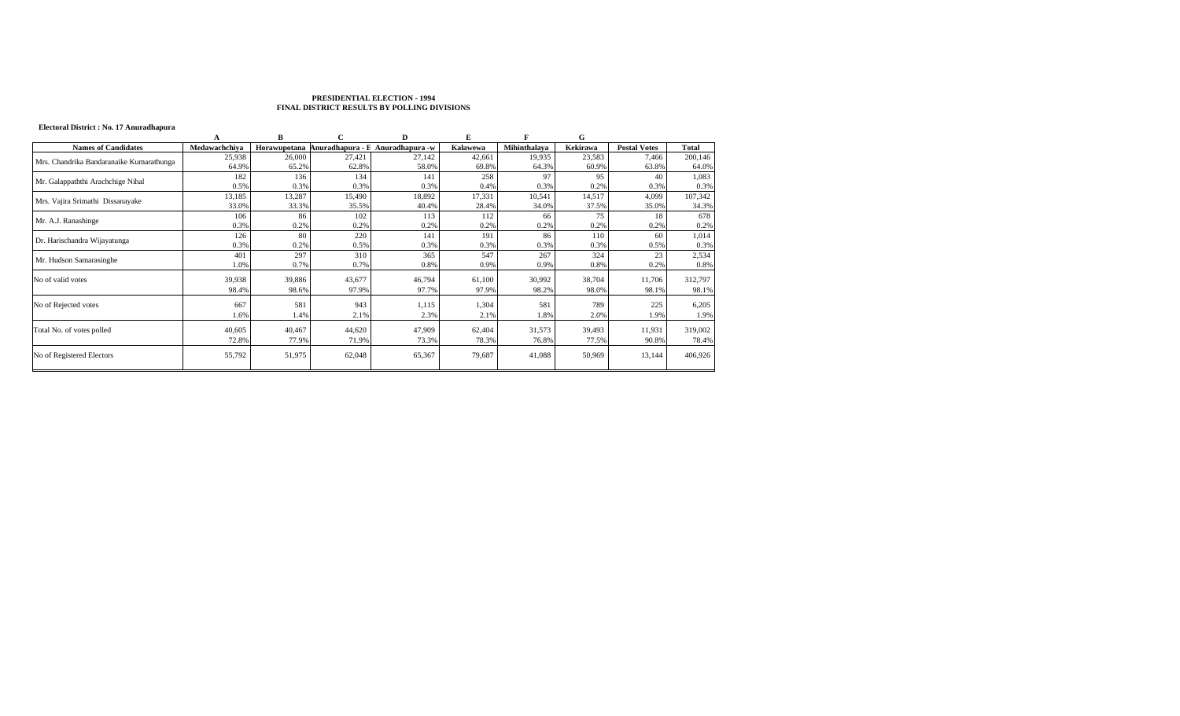**PRESIDENTIAL ELECTION - 1994**
**FINAL DISTRICT RESULTS BY POLLING DIVISIONS**

**Electoral District : No. 17 Anuradhapura**

| | A | B | C | D | E | F | G | | |
|---|---|---|---|---|---|---|---|---|---|
| **Names of Candidates** | **Medawachchiya** | **Horawupotana** | **Anuradhapura - E** | **Anuradhapura -w** | **Kalawewa** | **Mihinthalaya** | **Kekirawa** | **Postal Votes** | **Total** |
| Mrs. Chandrika Bandaranaike Kumarathunga | 25,938 | 26,000 | 27,421 | 27,142 | 42,661 | 19,935 | 23,583 | 7,466 | 200,146 |
| | 64.9% | 65.2% | 62.8% | 58.0% | 69.8% | 64.3% | 60.9% | 63.8% | 64.0% |
| Mr. Galappaththi Arachchige Nihal | 182 | 136 | 134 | 141 | 258 | 97 | 95 | 40 | 1,083 |
| | 0.5% | 0.3% | 0.3% | 0.3% | 0.4% | 0.3% | 0.2% | 0.3% | 0.3% |
| Mrs. Vajira Srimathi Dissanayake | 13,185 | 13,287 | 15,490 | 18,892 | 17,331 | 10,541 | 14,517 | 4,099 | 107,342 |
| | 33.0% | 33.3% | 35.5% | 40.4% | 28.4% | 34.0% | 37.5% | 35.0% | 34.3% |
| Mr. A.J. Ranashinge | 106 | 86 | 102 | 113 | 112 | 66 | 75 | 18 | 678 |
| | 0.3% | 0.2% | 0.2% | 0.2% | 0.2% | 0.2% | 0.2% | 0.2% | 0.2% |
| Dr. Harischandra Wijayatunga | 126 | 80 | 220 | 141 | 191 | 86 | 110 | 60 | 1,014 |
| | 0.3% | 0.2% | 0.5% | 0.3% | 0.3% | 0.3% | 0.3% | 0.5% | 0.3% |
| Mr. Hudson Samarasinghe | 401 | 297 | 310 | 365 | 547 | 267 | 324 | 23 | 2,534 |
| | 1.0% | 0.7% | 0.7% | 0.8% | 0.9% | 0.9% | 0.8% | 0.2% | 0.8% |
| No of valid votes | 39,938 | 39,886 | 43,677 | 46,794 | 61,100 | 30,992 | 38,704 | 11,706 | 312,797 |
| | 98.4% | 98.6% | 97.9% | 97.7% | 97.9% | 98.2% | 98.0% | 98.1% | 98.1% |
| No of Rejected votes | 667 | 581 | 943 | 1,115 | 1,304 | 581 | 789 | 225 | 6,205 |
| | 1.6% | 1.4% | 2.1% | 2.3% | 2.1% | 1.8% | 2.0% | 1.9% | 1.9% |
| Total No. of votes polled | 40,605 | 40,467 | 44,620 | 47,909 | 62,404 | 31,573 | 39,493 | 11,931 | 319,002 |
| | 72.8% | 77.9% | 71.9% | 73.3% | 78.3% | 76.8% | 77.5% | 90.8% | 78.4% |
| No of Registered Electors | 55,792 | 51,975 | 62,048 | 65,367 | 79,687 | 41,088 | 50,969 | 13,144 | 406,926 |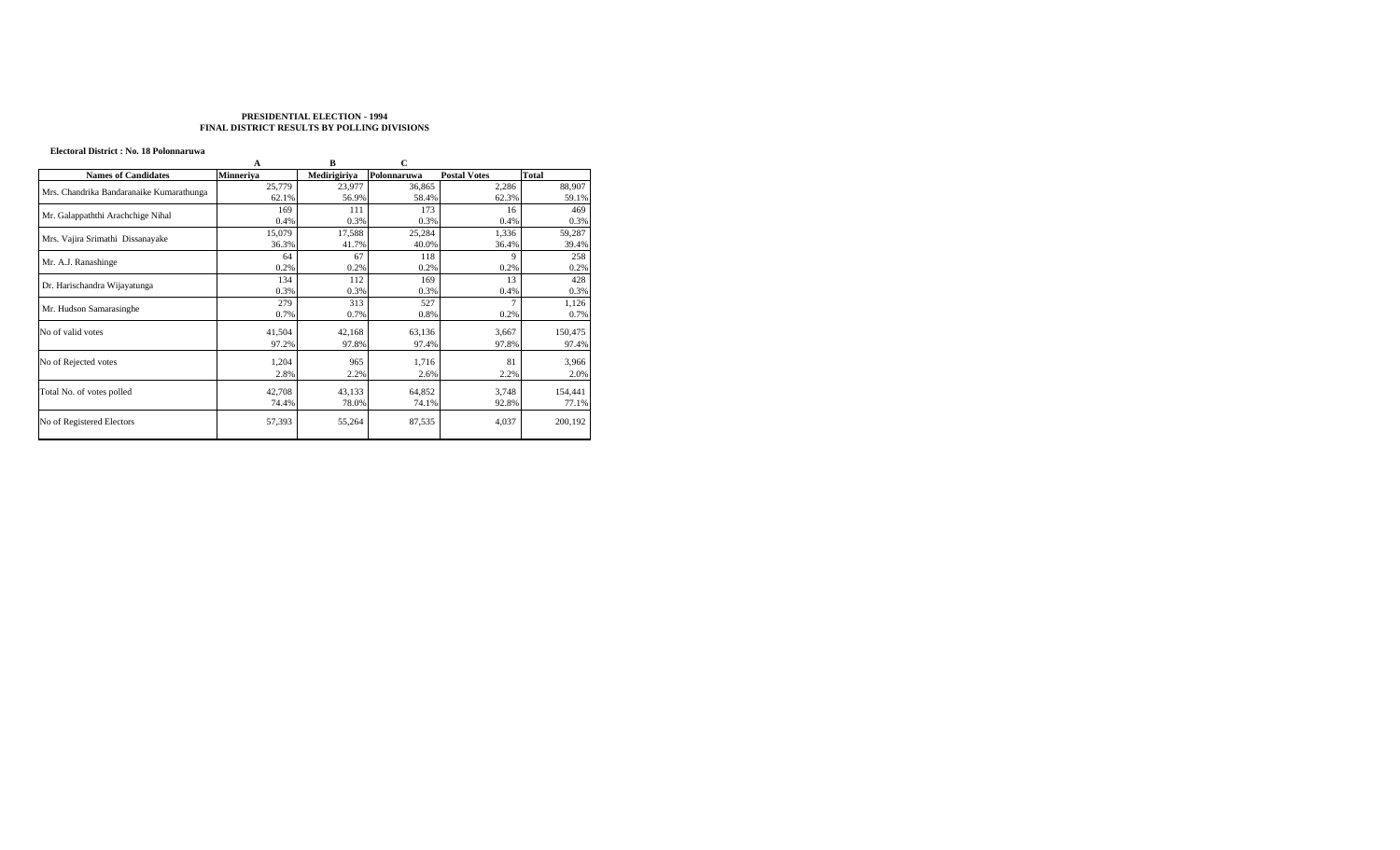**PRESIDENTIAL ELECTION - 1994**
**FINAL DISTRICT RESULTS BY POLLING DIVISIONS**

**Electoral District : No. 18 Polonnaruwa**

| | A | B | C | | |
|---|---|---|---|---|---|
| **Names of Candidates** | **Minneriya** | **Medirigiriya** | **Polonnaruwa** | **Postal Votes** | **Total** |
| Mrs. Chandrika Bandaranaike Kumarathunga | 25,779 | 23,977 | 36,865 | 2,286 | 88,907 |
| | 62.1% | 56.9% | 58.4% | 62.3% | 59.1% |
| Mr. Galappaththi Arachchige Nihal | 169 | 111 | 173 | 16 | 469 |
| | 0.4% | 0.3% | 0.3% | 0.4% | 0.3% |
| Mrs. Vajira Srimathi Dissanayake | 15,079 | 17,588 | 25,284 | 1,336 | 59,287 |
| | 36.3% | 41.7% | 40.0% | 36.4% | 39.4% |
| Mr. A.J. Ranashinge | 64 | 67 | 118 | 9 | 258 |
| | 0.2% | 0.2% | 0.2% | 0.2% | 0.2% |
| Dr. Harischandra Wijayatunga | 134 | 112 | 169 | 13 | 428 |
| | 0.3% | 0.3% | 0.3% | 0.4% | 0.3% |
| Mr. Hudson Samarasinghe | 279 | 313 | 527 | 7 | 1,126 |
| | 0.7% | 0.7% | 0.8% | 0.2% | 0.7% |
| No of valid votes | 41,504 | 42,168 | 63,136 | 3,667 | 150,475 |
| | 97.2% | 97.8% | 97.4% | 97.8% | 97.4% |
| No of Rejected votes | 1,204 | 965 | 1,716 | 81 | 3,966 |
| | 2.8% | 2.2% | 2.6% | 2.2% | 2.0% |
| Total No. of votes polled | 42,708 | 43,133 | 64,852 | 3,748 | 154,441 |
| | 74.4% | 78.0% | 74.1% | 92.8% | 77.1% |
| No of Registered Electors | 57,393 | 55,264 | 87,535 | 4,037 | 200,192 |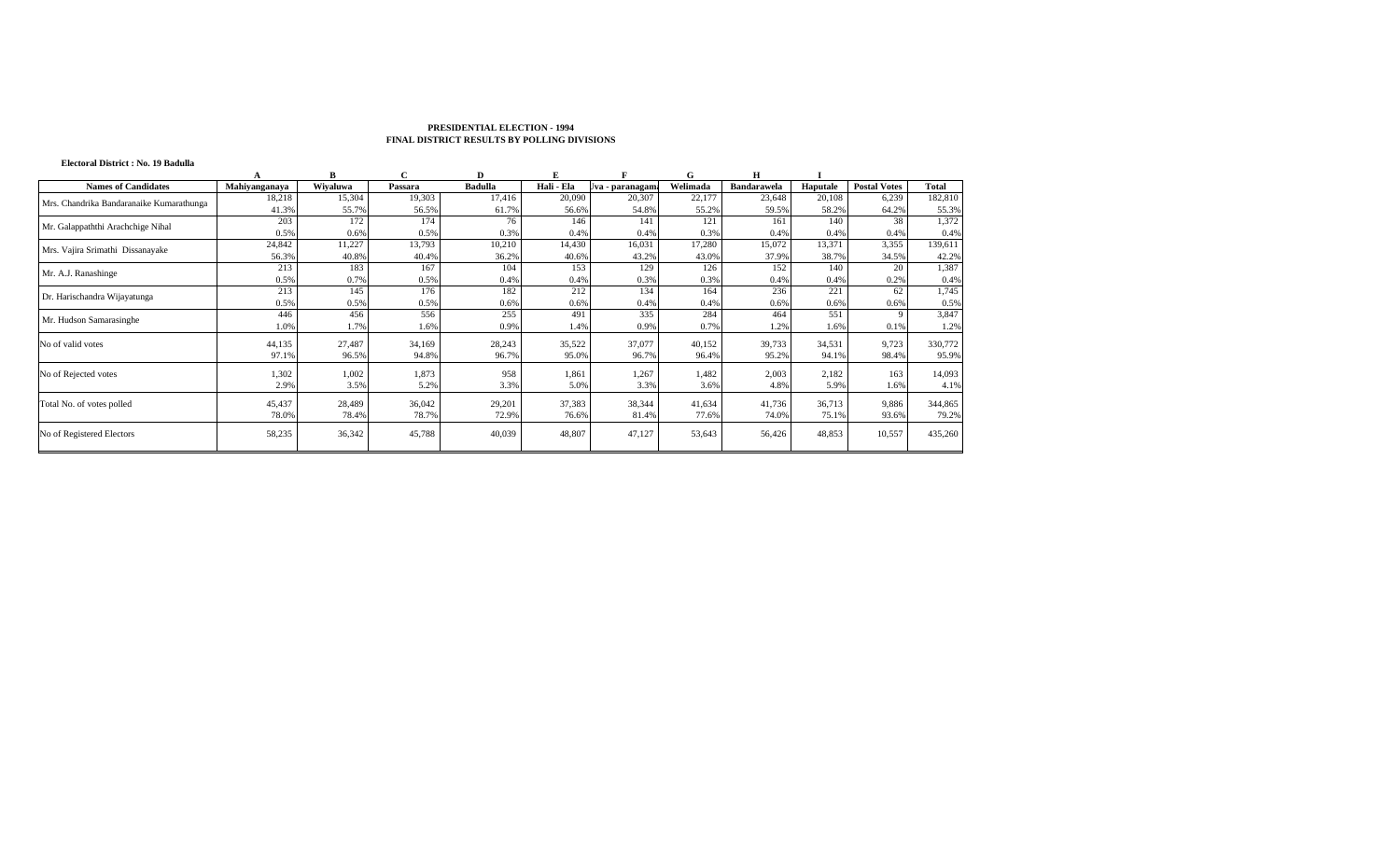**PRESIDENTIAL ELECTION - 1994**
**FINAL DISTRICT RESULTS BY POLLING DIVISIONS**

**Electoral District : No. 19 Badulla**

| | A | B | C | D | E | F | G | H | I | | |
|---|---|---|---|---|---|---|---|---|---|---|---|
| **Names of Candidates** | **Mahiyanganaya** | **Wiyaluwa** | **Passara** | **Badulla** | **Hali - Ela** | **Uva - paranagama** | **Welimada** | **Bandarawela** | **Haputale** | **Postal Votes** | **Total** |
| Mrs. Chandrika Bandaranaike Kumarathunga | 18,218 | 15,304 | 19,303 | 17,416 | 20,090 | 20,307 | 22,177 | 23,648 | 20,108 | 6,239 | 182,810 |
| | 41.3% | 55.7% | 56.5% | 61.7% | 56.6% | 54.8% | 55.2% | 59.5% | 58.2% | 64.2% | 55.3% |
| Mr. Galappaththi Arachchige Nihal | 203 | 172 | 174 | 76 | 146 | 141 | 121 | 161 | 140 | 38 | 1,372 |
| | 0.5% | 0.6% | 0.5% | 0.3% | 0.4% | 0.4% | 0.3% | 0.4% | 0.4% | 0.4% | 0.4% |
| Mrs. Vajira Srimathi Dissanayake | 24,842 | 11,227 | 13,793 | 10,210 | 14,430 | 16,031 | 17,280 | 15,072 | 13,371 | 3,355 | 139,611 |
| | 56.3% | 40.8% | 40.4% | 36.2% | 40.6% | 43.2% | 43.0% | 37.9% | 38.7% | 34.5% | 42.2% |
| Mr. A.J. Ranashinge | 213 | 183 | 167 | 104 | 153 | 129 | 126 | 152 | 140 | 20 | 1,387 |
| | 0.5% | 0.7% | 0.5% | 0.4% | 0.4% | 0.3% | 0.3% | 0.4% | 0.4% | 0.2% | 0.4% |
| Dr. Harischandra Wijayatunga | 213 | 145 | 176 | 182 | 212 | 134 | 164 | 236 | 221 | 62 | 1,745 |
| | 0.5% | 0.5% | 0.5% | 0.6% | 0.6% | 0.4% | 0.4% | 0.6% | 0.6% | 0.6% | 0.5% |
| Mr. Hudson Samarasinghe | 446 | 456 | 556 | 255 | 491 | 335 | 284 | 464 | 551 | 9 | 3,847 |
| | 1.0% | 1.7% | 1.6% | 0.9% | 1.4% | 0.9% | 0.7% | 1.2% | 1.6% | 0.1% | 1.2% |
| No of valid votes | 44,135 | 27,487 | 34,169 | 28,243 | 35,522 | 37,077 | 40,152 | 39,733 | 34,531 | 9,723 | 330,772 |
| | 97.1% | 96.5% | 94.8% | 96.7% | 95.0% | 96.7% | 96.4% | 95.2% | 94.1% | 98.4% | 95.9% |
| No of Rejected votes | 1,302 | 1,002 | 1,873 | 958 | 1,861 | 1,267 | 1,482 | 2,003 | 2,182 | 163 | 14,093 |
| | 2.9% | 3.5% | 5.2% | 3.3% | 5.0% | 3.3% | 3.6% | 4.8% | 5.9% | 1.6% | 4.1% |
| Total No. of votes polled | 45,437 | 28,489 | 36,042 | 29,201 | 37,383 | 38,344 | 41,634 | 41,736 | 36,713 | 9,886 | 344,865 |
| | 78.0% | 78.4% | 78.7% | 72.9% | 76.6% | 81.4% | 77.6% | 74.0% | 75.1% | 93.6% | 79.2% |
| No of Registered Electors | 58,235 | 36,342 | 45,788 | 40,039 | 48,807 | 47,127 | 53,643 | 56,426 | 48,853 | 10,557 | 435,260 |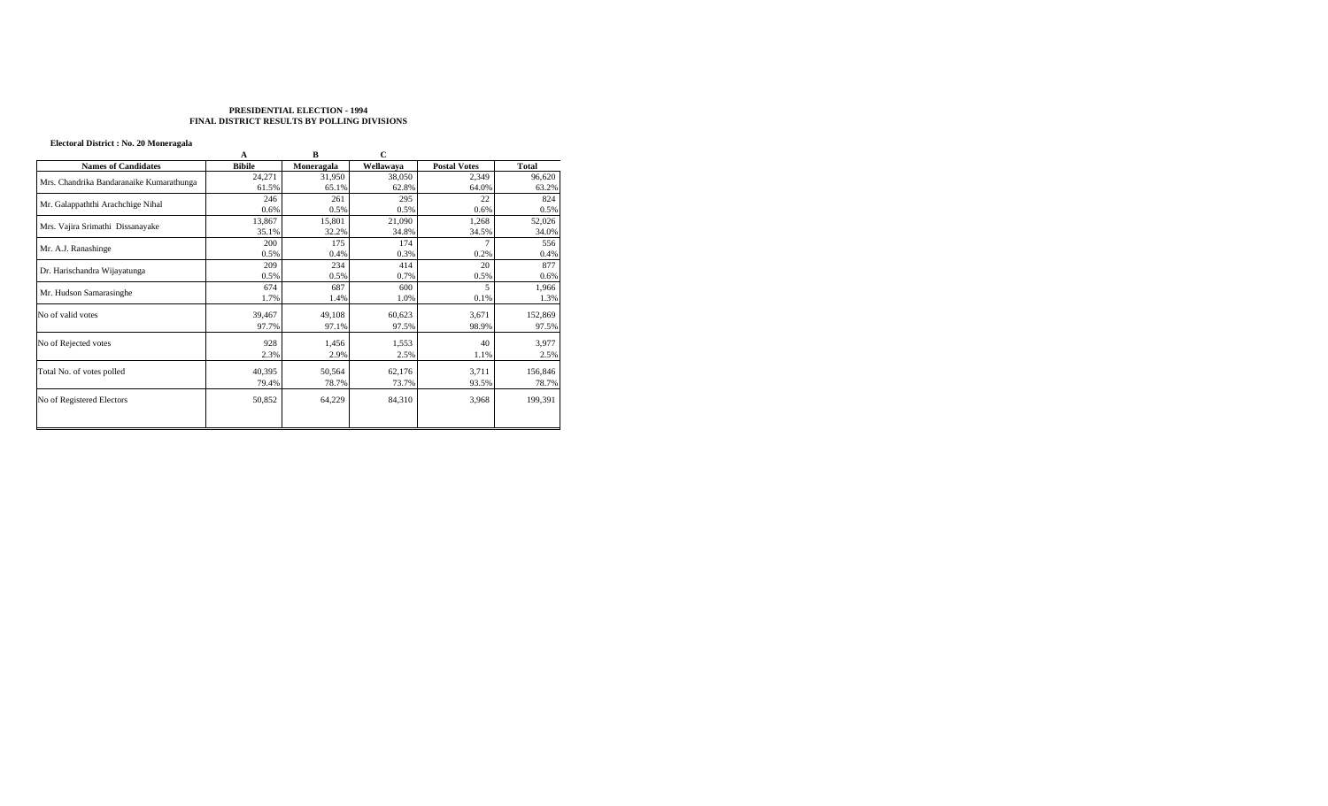**PRESIDENTIAL ELECTION - 1994**
**FINAL DISTRICT RESULTS BY POLLING DIVISIONS**

**Electoral District : No. 20 Moneragala**

| | A | B | C | | |
|---|---|---|---|---|---|
| **Names of Candidates** | **Bibile** | **Moneragala** | **Wellawaya** | **Postal Votes** | **Total** |
| Mrs. Chandrika Bandaranaike Kumarathunga | 24,271 | 31,950 | 38,050 | 2,349 | 96,620 |
| | 61.5% | 65.1% | 62.8% | 64.0% | 63.2% |
| Mr. Galappaththi Arachchige Nihal | 246 | 261 | 295 | 22 | 824 |
| | 0.6% | 0.5% | 0.5% | 0.6% | 0.5% |
| Mrs. Vajira Srimathi Dissanayake | 13,867 | 15,801 | 21,090 | 1,268 | 52,026 |
| | 35.1% | 32.2% | 34.8% | 34.5% | 34.0% |
| Mr. A.J. Ranashinge | 200 | 175 | 174 | 7 | 556 |
| | 0.5% | 0.4% | 0.3% | 0.2% | 0.4% |
| Dr. Harischandra Wijayatunga | 209 | 234 | 414 | 20 | 877 |
| | 0.5% | 0.5% | 0.7% | 0.5% | 0.6% |
| Mr. Hudson Samarasinghe | 674 | 687 | 600 | 5 | 1,966 |
| | 1.7% | 1.4% | 1.0% | 0.1% | 1.3% |
| No of valid votes | 39,467 | 49,108 | 60,623 | 3,671 | 152,869 |
| | 97.7% | 97.1% | 97.5% | 98.9% | 97.5% |
| No of Rejected votes | 928 | 1,456 | 1,553 | 40 | 3,977 |
| | 2.3% | 2.9% | 2.5% | 1.1% | 2.5% |
| Total No. of votes polled | 40,395 | 50,564 | 62,176 | 3,711 | 156,846 |
| | 79.4% | 78.7% | 73.7% | 93.5% | 78.7% |
| No of Registered Electors | 50,852 | 64,229 | 84,310 | 3,968 | 199,391 |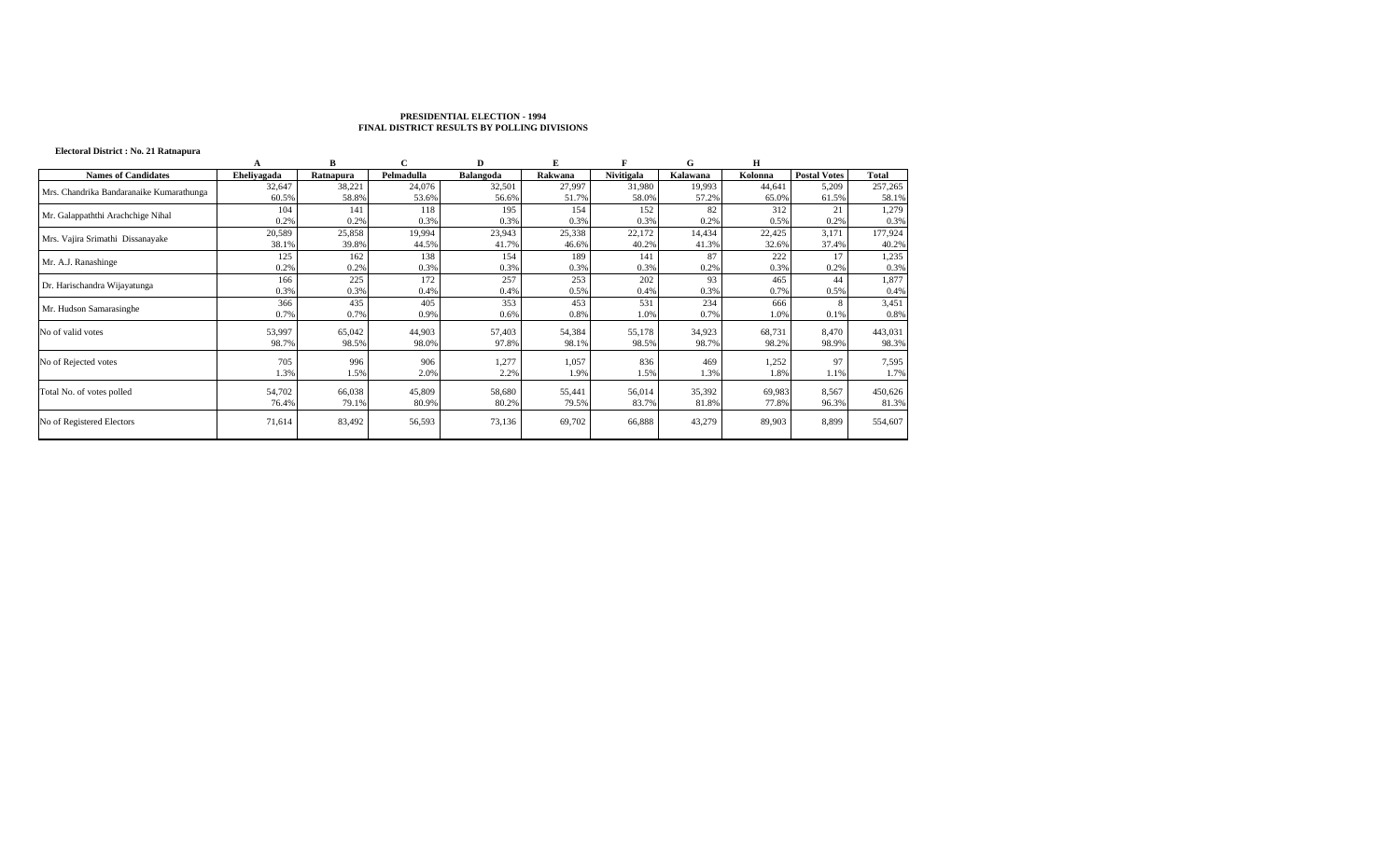**PRESIDENTIAL ELECTION - 1994**
**FINAL DISTRICT RESULTS BY POLLING DIVISIONS**

**Electoral District : No. 21 Ratnapura**

| | A | B | C | D | E | F | G | H | | |
|---|---|---|---|---|---|---|---|---|---|---|
| **Names of Candidates** | **Eheliyagada** | **Ratnapura** | **Pelmadulla** | **Balangoda** | **Rakwana** | **Nivitigala** | **Kalawana** | **Kolonna** | **Postal Votes** | **Total** |
| Mrs. Chandrika Bandaranaike Kumarathunga | 32,647 | 38,221 | 24,076 | 32,501 | 27,997 | 31,980 | 19,993 | 44,641 | 5,209 | 257,265 |
| | 60.5% | 58.8% | 53.6% | 56.6% | 51.7% | 58.0% | 57.2% | 65.0% | 61.5% | 58.1% |
| Mr. Galappaththi Arachchige Nihal | 104 | 141 | 118 | 195 | 154 | 152 | 82 | 312 | 21 | 1,279 |
| | 0.2% | 0.2% | 0.3% | 0.3% | 0.3% | 0.3% | 0.2% | 0.5% | 0.2% | 0.3% |
| Mrs. Vajira Srimathi Dissanayake | 20,589 | 25,858 | 19,994 | 23,943 | 25,338 | 22,172 | 14,434 | 22,425 | 3,171 | 177,924 |
| | 38.1% | 39.8% | 44.5% | 41.7% | 46.6% | 40.2% | 41.3% | 32.6% | 37.4% | 40.2% |
| Mr. A.J. Ranashinge | 125 | 162 | 138 | 154 | 189 | 141 | 87 | 222 | 17 | 1,235 |
| | 0.2% | 0.2% | 0.3% | 0.3% | 0.3% | 0.3% | 0.2% | 0.3% | 0.2% | 0.3% |
| Dr. Harischandra Wijayatunga | 166 | 225 | 172 | 257 | 253 | 202 | 93 | 465 | 44 | 1,877 |
| | 0.3% | 0.3% | 0.4% | 0.4% | 0.5% | 0.4% | 0.3% | 0.7% | 0.5% | 0.4% |
| Mr. Hudson Samarasinghe | 366 | 435 | 405 | 353 | 453 | 531 | 234 | 666 | 8 | 3,451 |
| | 0.7% | 0.7% | 0.9% | 0.6% | 0.8% | 1.0% | 0.7% | 1.0% | 0.1% | 0.8% |
| No of valid votes | 53,997 | 65,042 | 44,903 | 57,403 | 54,384 | 55,178 | 34,923 | 68,731 | 8,470 | 443,031 |
| | 98.7% | 98.5% | 98.0% | 97.8% | 98.1% | 98.5% | 98.7% | 98.2% | 98.9% | 98.3% |
| No of Rejected votes | 705 | 996 | 906 | 1,277 | 1,057 | 836 | 469 | 1,252 | 97 | 7,595 |
| | 1.3% | 1.5% | 2.0% | 2.2% | 1.9% | 1.5% | 1.3% | 1.8% | 1.1% | 1.7% |
| Total No. of votes polled | 54,702 | 66,038 | 45,809 | 58,680 | 55,441 | 56,014 | 35,392 | 69,983 | 8,567 | 450,626 |
| | 76.4% | 79.1% | 80.9% | 80.2% | 79.5% | 83.7% | 81.8% | 77.8% | 96.3% | 81.3% |
| No of Registered Electors | 71,614 | 83,492 | 56,593 | 73,136 | 69,702 | 66,888 | 43,279 | 89,903 | 8,899 | 554,607 |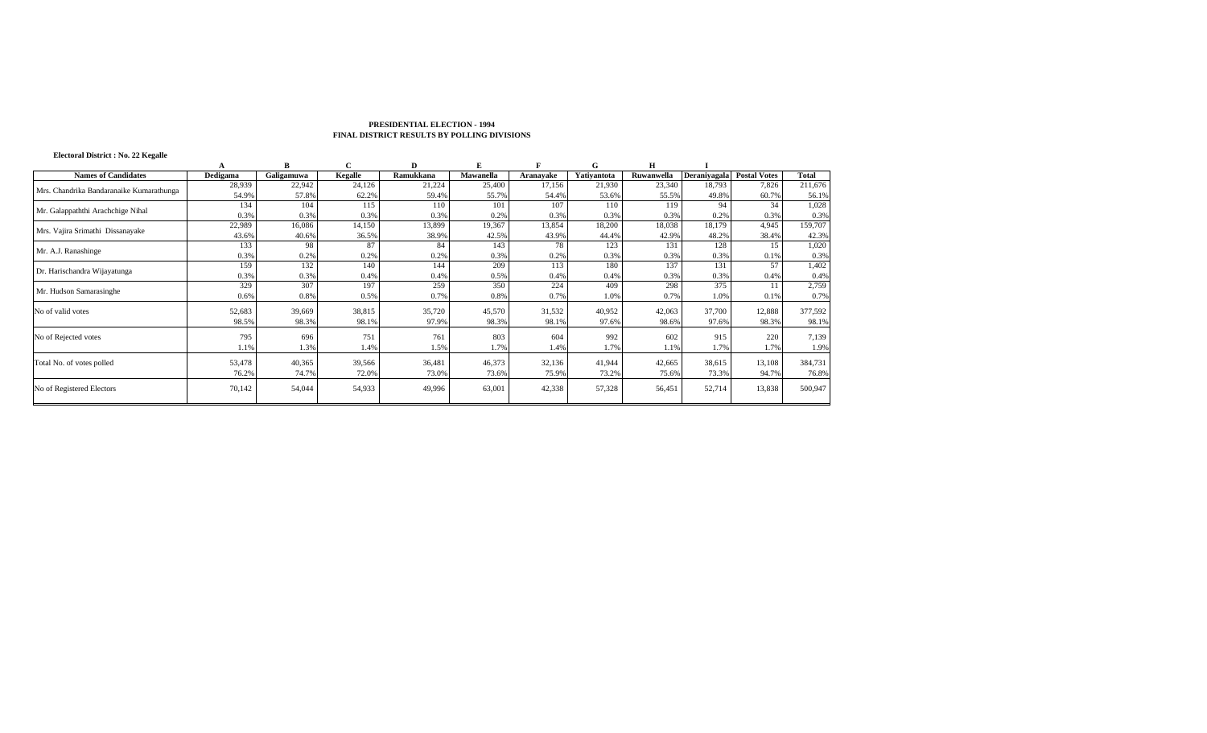**PRESIDENTIAL ELECTION - 1994**
**FINAL DISTRICT RESULTS BY POLLING DIVISIONS**

**Electoral District : No. 22 Kegalle**

| | A | B | C | D | E | F | G | H | I | | |
|---|---|---|---|---|---|---|---|---|---|---|---|
| **Names of Candidates** | **Dedigama** | **Galigamuwa** | **Kegalle** | **Ramukkana** | **Mawanella** | **Aranayake** | **Yatiyantota** | **Ruwanwella** | **Deraniyagala** | **Postal Votes** | **Total** |
| Mrs. Chandrika Bandaranaike Kumarathunga | 28,939 | 22,942 | 24,126 | 21,224 | 25,400 | 17,156 | 21,930 | 23,340 | 18,793 | 7,826 | 211,676 |
| | 54.9% | 57.8% | 62.2% | 59.4% | 55.7% | 54.4% | 53.6% | 55.5% | 49.8% | 60.7% | 56.1% |
| Mr. Galappaththi Arachchige Nihal | 134 | 104 | 115 | 110 | 101 | 107 | 110 | 119 | 94 | 34 | 1,028 |
| | 0.3% | 0.3% | 0.3% | 0.3% | 0.2% | 0.3% | 0.3% | 0.3% | 0.2% | 0.3% | 0.3% |
| Mrs. Vajira Srimathi Dissanayake | 22,989 | 16,086 | 14,150 | 13,899 | 19,367 | 13,854 | 18,200 | 18,038 | 18,179 | 4,945 | 159,707 |
| | 43.6% | 40.6% | 36.5% | 38.9% | 42.5% | 43.9% | 44.4% | 42.9% | 48.2% | 38.4% | 42.3% |
| Mr. A.J. Ranashinge | 133 | 98 | 87 | 84 | 143 | 78 | 123 | 131 | 128 | 15 | 1,020 |
| | 0.3% | 0.2% | 0.2% | 0.2% | 0.3% | 0.2% | 0.3% | 0.3% | 0.3% | 0.1% | 0.3% |
| Dr. Harischandra Wijayatunga | 159 | 132 | 140 | 144 | 209 | 113 | 180 | 137 | 131 | 57 | 1,402 |
| | 0.3% | 0.3% | 0.4% | 0.4% | 0.5% | 0.4% | 0.4% | 0.3% | 0.3% | 0.4% | 0.4% |
| Mr. Hudson Samarasinghe | 329 | 307 | 197 | 259 | 350 | 224 | 409 | 298 | 375 | 11 | 2,759 |
| | 0.6% | 0.8% | 0.5% | 0.7% | 0.8% | 0.7% | 1.0% | 0.7% | 1.0% | 0.1% | 0.7% |
| No of valid votes | 52,683 | 39,669 | 38,815 | 35,720 | 45,570 | 31,532 | 40,952 | 42,063 | 37,700 | 12,888 | 377,592 |
| | 98.5% | 98.3% | 98.1% | 97.9% | 98.3% | 98.1% | 97.6% | 98.6% | 97.6% | 98.3% | 98.1% |
| No of Rejected votes | 795 | 696 | 751 | 761 | 803 | 604 | 992 | 602 | 915 | 220 | 7,139 |
| | 1.1% | 1.3% | 1.4% | 1.5% | 1.7% | 1.4% | 1.7% | 1.1% | 1.7% | 1.7% | 1.9% |
| Total No. of votes polled | 53,478 | 40,365 | 39,566 | 36,481 | 46,373 | 32,136 | 41,944 | 42,665 | 38,615 | 13,108 | 384,731 |
| | 76.2% | 74.7% | 72.0% | 73.0% | 73.6% | 75.9% | 73.2% | 75.6% | 73.3% | 94.7% | 76.8% |
| No of Registered Electors | 70,142 | 54,044 | 54,933 | 49,996 | 63,001 | 42,338 | 57,328 | 56,451 | 52,714 | 13,838 | 500,947 |